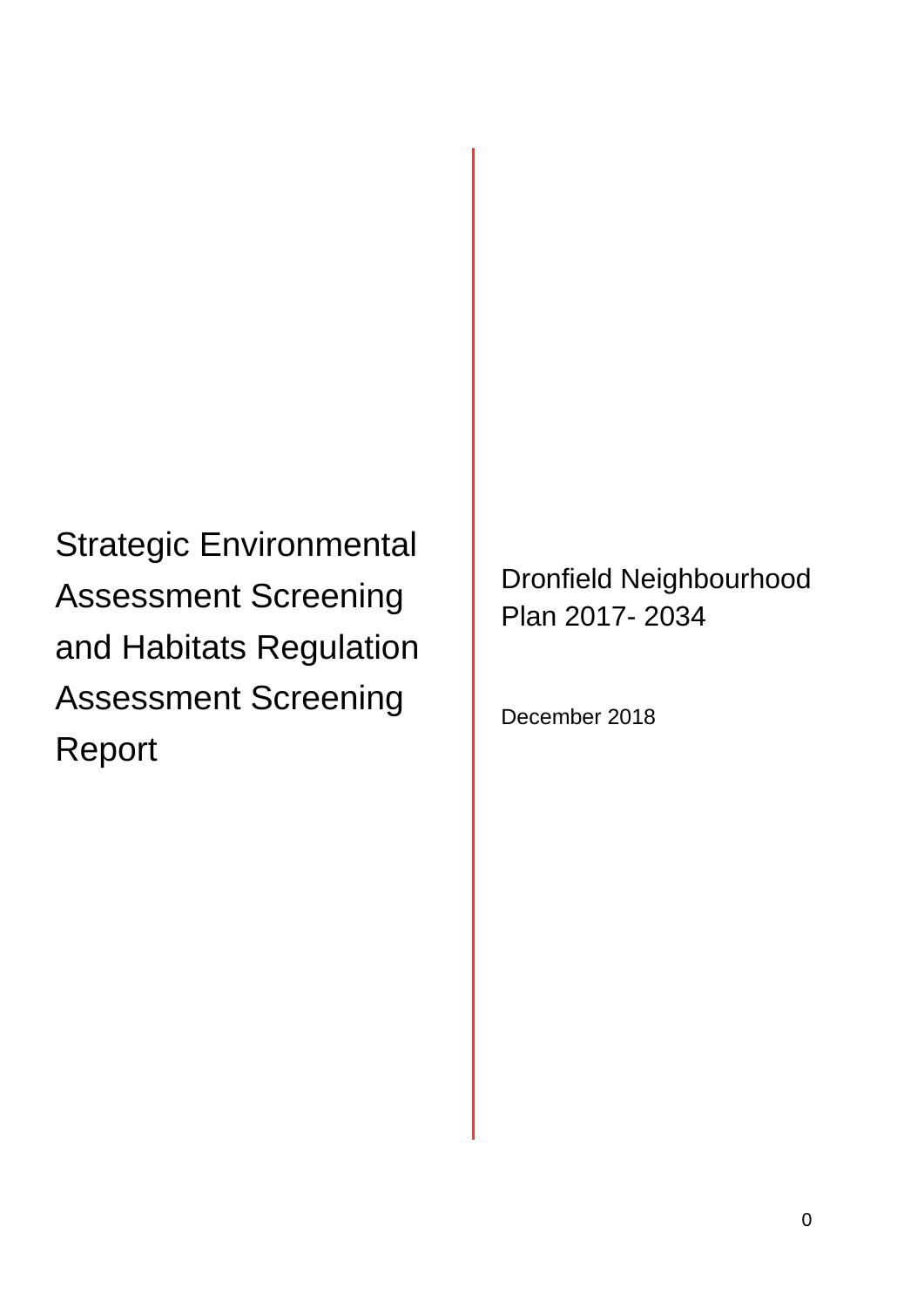# Strategic Environmental Assessment Screening and Habitats Regulation Assessment Screening Report

Dronfield Neighbourhood Plan 2017- 2034

December 2018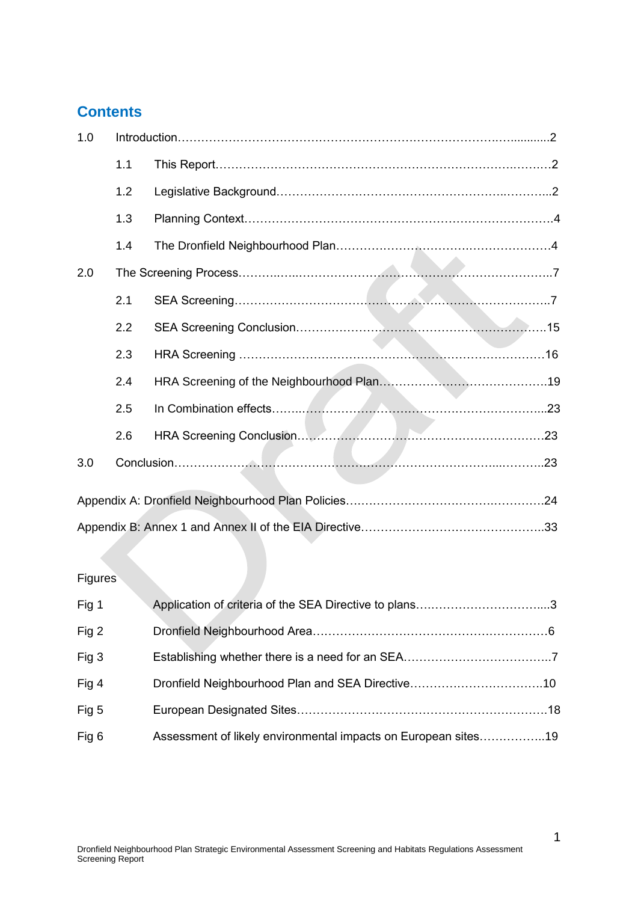# Contents

1.0 Introduction……………………………………………………………………….2

- 1.1 This Report……………………………………………………………………….2
- 1.2 Legislative Background……………………………………………………….2
- 1.3 Planning Context………………………………………………………………….4
- 1.4 The Dronfield Neighbourhood Plan……………………………………………….4

2.0 The Screening Process……………………………………………………………….7

- 2.1 SEA Screening……………………………………………………………………….7
- 2.2 SEA Screening Conclusion……………………………………………………….15
- 2.3 HRA Screening ……………………………………………………………………16
- 2.4 HRA Screening of the Neighbourhood Plan……………………………………….19
- 2.5 In Combination effects……………………………………………………………...23
- 2.6 HRA Screening Conclusion……………………………………………………….23

3.0 Conclusion……………………………………………………………………………..23

Appendix A: Dronfield Neighbourhood Plan Policies……………………………………….24

Appendix B: Annex 1 and Annex II of the EIA Directive………………………………….33

Figures

| | | |
|---|---|---|
| Fig 1 | Application of criteria of the SEA Directive to plans | 3 |
| Fig 2 | Dronfield Neighbourhood Area | 6 |
| Fig 3 | Establishing whether there is a need for an SEA | 7 |
| Fig 4 | Dronfield Neighbourhood Plan and SEA Directive | 10 |
| Fig 5 | European Designated Sites | 18 |
| Fig 6 | Assessment of likely environmental impacts on European sites | 19 |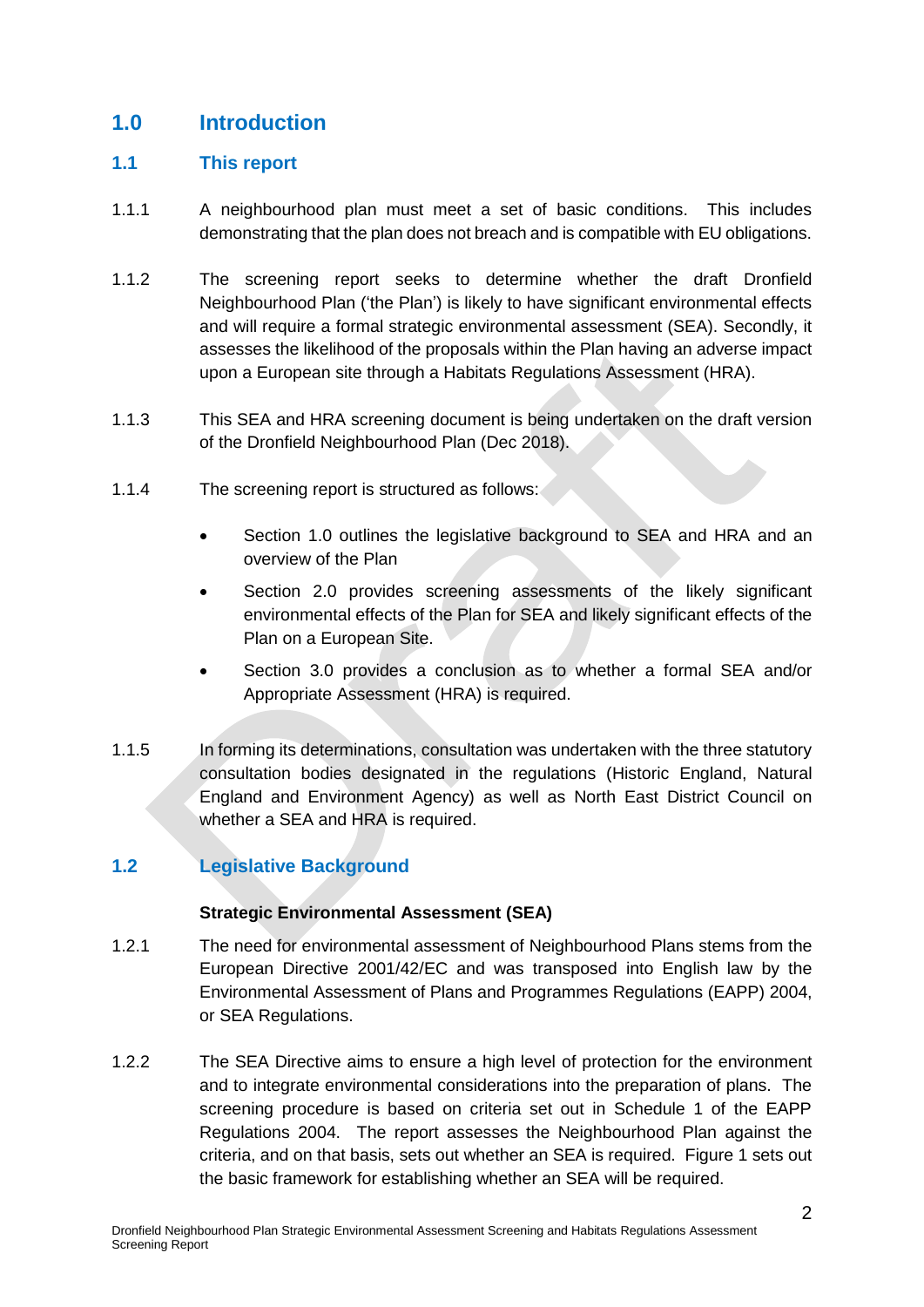# 1.0 Introduction

## 1.1 This report

1.1.1 A neighbourhood plan must meet a set of basic conditions. This includes demonstrating that the plan does not breach and is compatible with EU obligations.

1.1.2 The screening report seeks to determine whether the draft Dronfield Neighbourhood Plan ('the Plan') is likely to have significant environmental effects and will require a formal strategic environmental assessment (SEA). Secondly, it assesses the likelihood of the proposals within the Plan having an adverse impact upon a European site through a Habitats Regulations Assessment (HRA).

1.1.3 This SEA and HRA screening document is being undertaken on the draft version of the Dronfield Neighbourhood Plan (Dec 2018).

1.1.4 The screening report is structured as follows:

- Section 1.0 outlines the legislative background to SEA and HRA and an overview of the Plan
- Section 2.0 provides screening assessments of the likely significant environmental effects of the Plan for SEA and likely significant effects of the Plan on a European Site.
- Section 3.0 provides a conclusion as to whether a formal SEA and/or Appropriate Assessment (HRA) is required.

1.1.5 In forming its determinations, consultation was undertaken with the three statutory consultation bodies designated in the regulations (Historic England, Natural England and Environment Agency) as well as North East District Council on whether a SEA and HRA is required.

## 1.2 Legislative Background

**Strategic Environmental Assessment (SEA)**

1.2.1 The need for environmental assessment of Neighbourhood Plans stems from the European Directive 2001/42/EC and was transposed into English law by the Environmental Assessment of Plans and Programmes Regulations (EAPP) 2004, or SEA Regulations.

1.2.2 The SEA Directive aims to ensure a high level of protection for the environment and to integrate environmental considerations into the preparation of plans. The screening procedure is based on criteria set out in Schedule 1 of the EAPP Regulations 2004. The report assesses the Neighbourhood Plan against the criteria, and on that basis, sets out whether an SEA is required. Figure 1 sets out the basic framework for establishing whether an SEA will be required.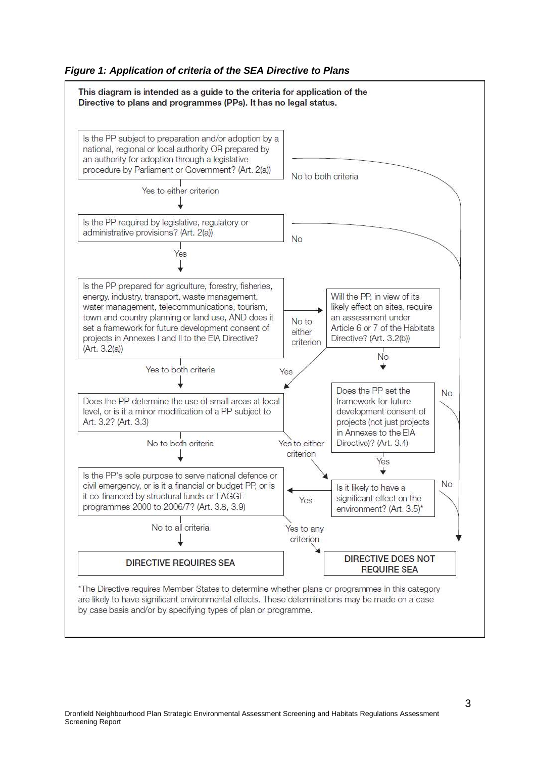***Figure 1: Application of criteria of the SEA Directive to Plans***

**This diagram is intended as a guide to the criteria for application of the Directive to plans and programmes (PPs). It has no legal status.**

Is the PP subject to preparation and/or adoption by a national, regional or local authority OR prepared by an authority for adoption through a legislative procedure by Parliament or Government? (Art. 2(a))

- No to both criteria → DIRECTIVE DOES NOT REQUIRE SEA
- Yes to either criterion ↓

Is the PP required by legislative, regulatory or administrative provisions? (Art. 2(a))

- No → DIRECTIVE DOES NOT REQUIRE SEA
- Yes ↓

Is the PP prepared for agriculture, forestry, fisheries, energy, industry, transport, waste management, water management, telecommunications, tourism, town and country planning or land use, AND does it set a framework for future development consent of projects in Annexes I and II to the EIA Directive? (Art. 3.2(a))

- No to either criterion → Will the PP, in view of its likely effect on sites, require an assessment under Article 6 or 7 of the Habitats Directive? (Art. 3.2(b))
  - Yes → Does the PP determine the use of small areas at local level, or is it a minor modification of a PP subject to Art. 3.2? (Art. 3.3)
  - No → Does the PP set the framework for future development consent of projects (not just projects in Annexes to the EIA Directive)? (Art. 3.4)
    - No → DIRECTIVE DOES NOT REQUIRE SEA
    - Yes → Is it likely to have a significant effect on the environment? (Art. 3.5)*
- Yes to both criteria ↓

Does the PP determine the use of small areas at local level, or is it a minor modification of a PP subject to Art. 3.2? (Art. 3.3)

- Yes to either criterion → Is it likely to have a significant effect on the environment? (Art. 3.5)*
  - No → DIRECTIVE DOES NOT REQUIRE SEA
  - Yes → Is the PP's sole purpose to serve national defence or civil emergency, or is it a financial or budget PP, or is it co-financed by structural funds or EAGGF programmes 2000 to 2006/7? (Art. 3.8, 3.9)
- No to both criteria ↓

Is the PP's sole purpose to serve national defence or civil emergency, or is it a financial or budget PP, or is it co-financed by structural funds or EAGGF programmes 2000 to 2006/7? (Art. 3.8, 3.9)

- Yes to any criterion → DIRECTIVE DOES NOT REQUIRE SEA
- No to all criteria → DIRECTIVE REQUIRES SEA

*The Directive requires Member States to determine whether plans or programmes in this category are likely to have significant environmental effects. These determinations may be made on a case by case basis and/or by specifying types of plan or programme.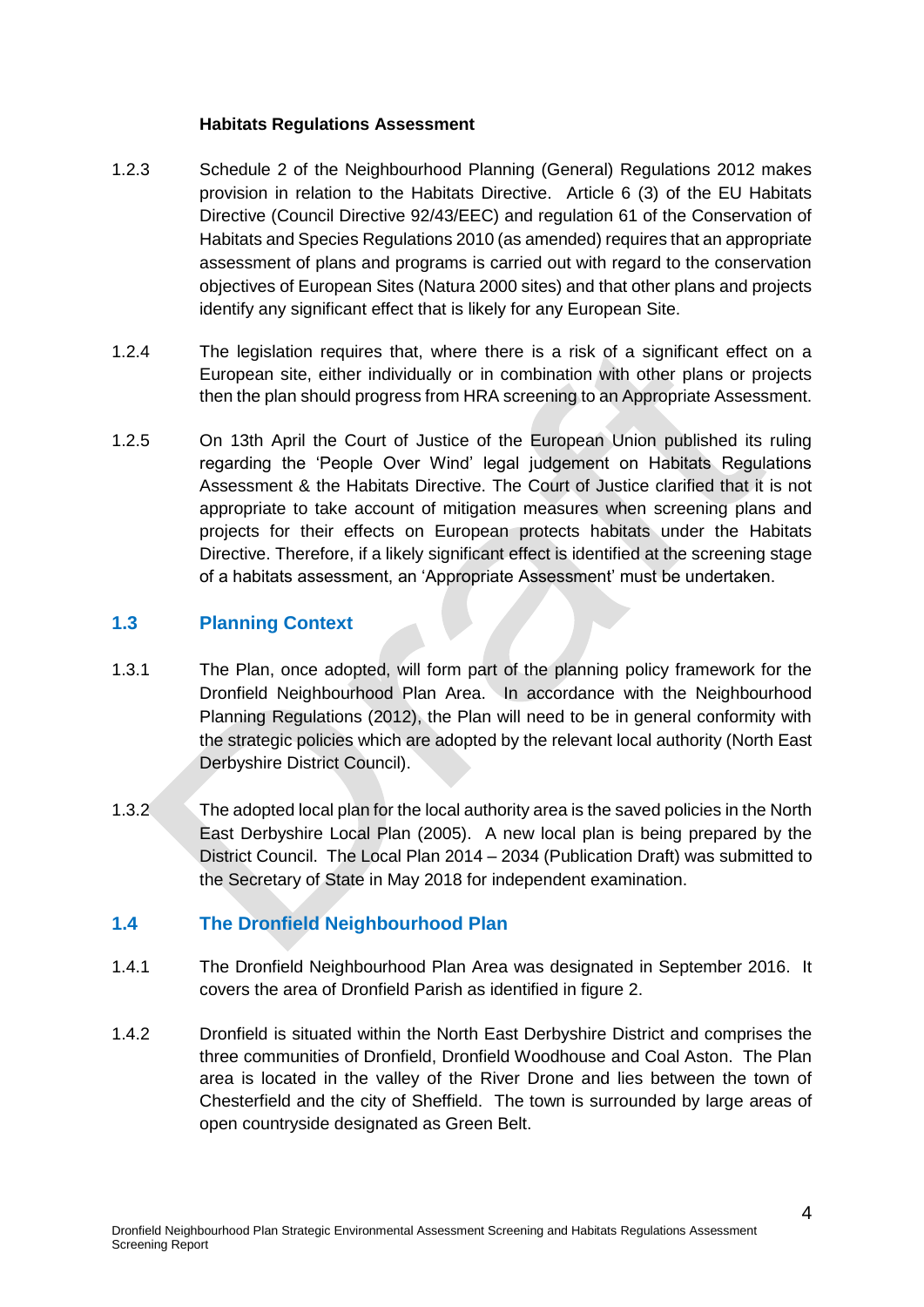**Habitats Regulations Assessment**

1.2.3 Schedule 2 of the Neighbourhood Planning (General) Regulations 2012 makes provision in relation to the Habitats Directive. Article 6 (3) of the EU Habitats Directive (Council Directive 92/43/EEC) and regulation 61 of the Conservation of Habitats and Species Regulations 2010 (as amended) requires that an appropriate assessment of plans and programs is carried out with regard to the conservation objectives of European Sites (Natura 2000 sites) and that other plans and projects identify any significant effect that is likely for any European Site.

1.2.4 The legislation requires that, where there is a risk of a significant effect on a European site, either individually or in combination with other plans or projects then the plan should progress from HRA screening to an Appropriate Assessment.

1.2.5 On 13th April the Court of Justice of the European Union published its ruling regarding the 'People Over Wind' legal judgement on Habitats Regulations Assessment & the Habitats Directive. The Court of Justice clarified that it is not appropriate to take account of mitigation measures when screening plans and projects for their effects on European protects habitats under the Habitats Directive. Therefore, if a likely significant effect is identified at the screening stage of a habitats assessment, an 'Appropriate Assessment' must be undertaken.

## 1.3 Planning Context

1.3.1 The Plan, once adopted, will form part of the planning policy framework for the Dronfield Neighbourhood Plan Area. In accordance with the Neighbourhood Planning Regulations (2012), the Plan will need to be in general conformity with the strategic policies which are adopted by the relevant local authority (North East Derbyshire District Council).

1.3.2 The adopted local plan for the local authority area is the saved policies in the North East Derbyshire Local Plan (2005). A new local plan is being prepared by the District Council. The Local Plan 2014 – 2034 (Publication Draft) was submitted to the Secretary of State in May 2018 for independent examination.

## 1.4 The Dronfield Neighbourhood Plan

1.4.1 The Dronfield Neighbourhood Plan Area was designated in September 2016. It covers the area of Dronfield Parish as identified in figure 2.

1.4.2 Dronfield is situated within the North East Derbyshire District and comprises the three communities of Dronfield, Dronfield Woodhouse and Coal Aston. The Plan area is located in the valley of the River Drone and lies between the town of Chesterfield and the city of Sheffield. The town is surrounded by large areas of open countryside designated as Green Belt.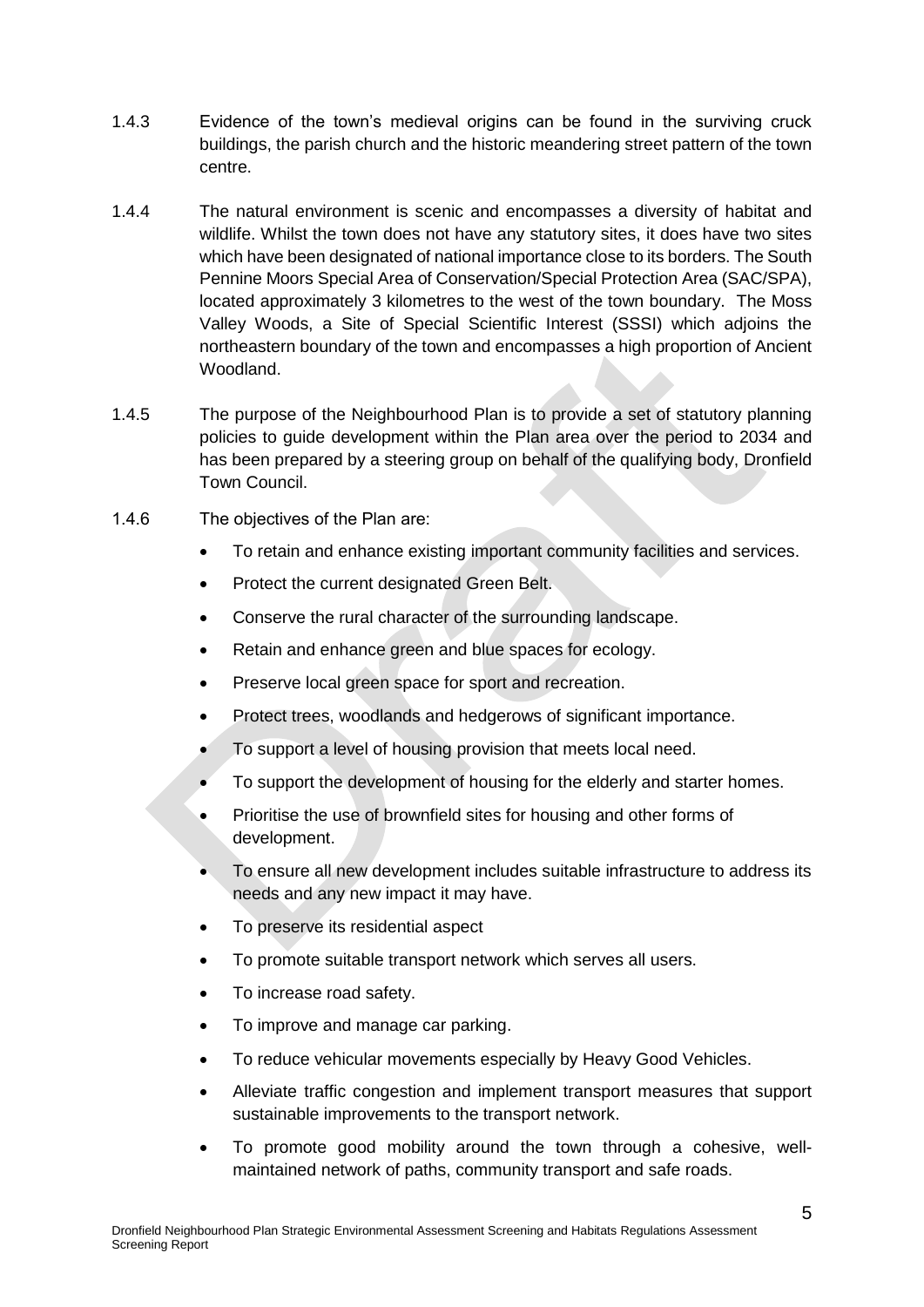1.4.3 Evidence of the town's medieval origins can be found in the surviving cruck buildings, the parish church and the historic meandering street pattern of the town centre.

1.4.4 The natural environment is scenic and encompasses a diversity of habitat and wildlife. Whilst the town does not have any statutory sites, it does have two sites which have been designated of national importance close to its borders. The South Pennine Moors Special Area of Conservation/Special Protection Area (SAC/SPA), located approximately 3 kilometres to the west of the town boundary. The Moss Valley Woods, a Site of Special Scientific Interest (SSSI) which adjoins the northeastern boundary of the town and encompasses a high proportion of Ancient Woodland.

1.4.5 The purpose of the Neighbourhood Plan is to provide a set of statutory planning policies to guide development within the Plan area over the period to 2034 and has been prepared by a steering group on behalf of the qualifying body, Dronfield Town Council.

1.4.6 The objectives of the Plan are:

- To retain and enhance existing important community facilities and services.
- Protect the current designated Green Belt.
- Conserve the rural character of the surrounding landscape.
- Retain and enhance green and blue spaces for ecology.
- Preserve local green space for sport and recreation.
- Protect trees, woodlands and hedgerows of significant importance.
- To support a level of housing provision that meets local need.
- To support the development of housing for the elderly and starter homes.
- Prioritise the use of brownfield sites for housing and other forms of development.
- To ensure all new development includes suitable infrastructure to address its needs and any new impact it may have.
- To preserve its residential aspect
- To promote suitable transport network which serves all users.
- To increase road safety.
- To improve and manage car parking.
- To reduce vehicular movements especially by Heavy Good Vehicles.
- Alleviate traffic congestion and implement transport measures that support sustainable improvements to the transport network.
- To promote good mobility around the town through a cohesive, well-maintained network of paths, community transport and safe roads.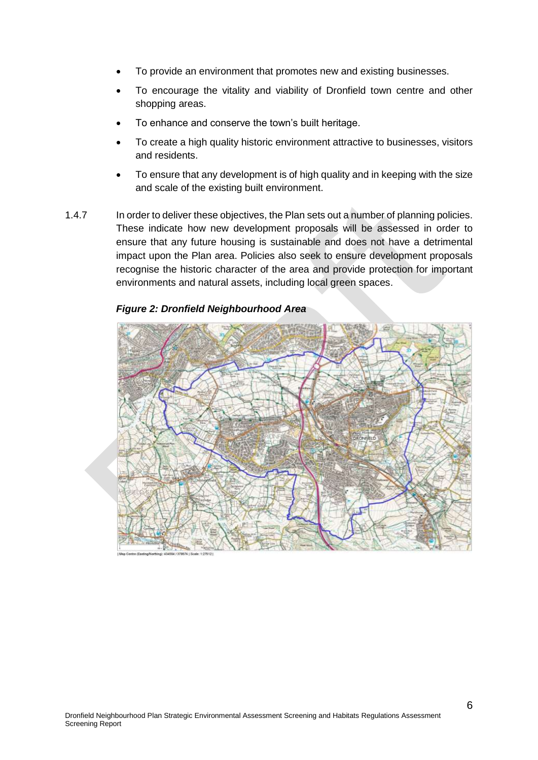- To provide an environment that promotes new and existing businesses.
- To encourage the vitality and viability of Dronfield town centre and other shopping areas.
- To enhance and conserve the town's built heritage.
- To create a high quality historic environment attractive to businesses, visitors and residents.
- To ensure that any development is of high quality and in keeping with the size and scale of the existing built environment.

1.4.7 In order to deliver these objectives, the Plan sets out a number of planning policies. These indicate how new development proposals will be assessed in order to ensure that any future housing is sustainable and does not have a detrimental impact upon the Plan area. Policies also seek to ensure development proposals recognise the historic character of the area and provide protection for important environments and natural assets, including local green spaces.

***Figure 2: Dronfield Neighbourhood Area***

| Map Centre (Easting/Northing): 434554 / 378674 | Scale: 1:27512 |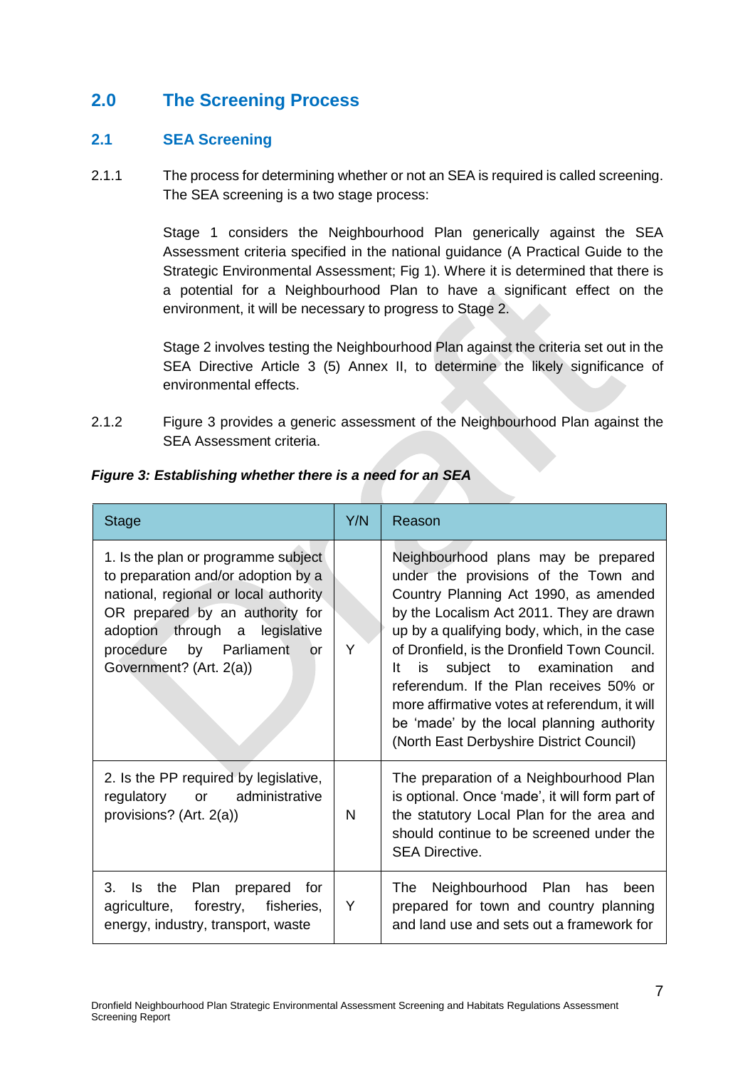## 2.0 The Screening Process

### 2.1 SEA Screening

2.1.1 The process for determining whether or not an SEA is required is called screening. The SEA screening is a two stage process:

Stage 1 considers the Neighbourhood Plan generically against the SEA Assessment criteria specified in the national guidance (A Practical Guide to the Strategic Environmental Assessment; Fig 1). Where it is determined that there is a potential for a Neighbourhood Plan to have a significant effect on the environment, it will be necessary to progress to Stage 2.

Stage 2 involves testing the Neighbourhood Plan against the criteria set out in the SEA Directive Article 3 (5) Annex II, to determine the likely significance of environmental effects.

2.1.2 Figure 3 provides a generic assessment of the Neighbourhood Plan against the SEA Assessment criteria.

***Figure 3: Establishing whether there is a need for an SEA***

| Stage | Y/N | Reason |
|---|---|---|
| 1. Is the plan or programme subject to preparation and/or adoption by a national, regional or local authority OR prepared by an authority for adoption through a legislative procedure by Parliament or Government? (Art. 2(a)) | Y | Neighbourhood plans may be prepared under the provisions of the Town and Country Planning Act 1990, as amended by the Localism Act 2011. They are drawn up by a qualifying body, which, in the case of Dronfield, is the Dronfield Town Council. It is subject to examination and referendum. If the Plan receives 50% or more affirmative votes at referendum, it will be 'made' by the local planning authority (North East Derbyshire District Council) |
| 2. Is the PP required by legislative, regulatory or administrative provisions? (Art. 2(a)) | N | The preparation of a Neighbourhood Plan is optional. Once 'made', it will form part of the statutory Local Plan for the area and should continue to be screened under the SEA Directive. |
| 3. Is the Plan prepared for agriculture, forestry, fisheries, energy, industry, transport, waste | Y | The Neighbourhood Plan has been prepared for town and country planning and land use and sets out a framework for |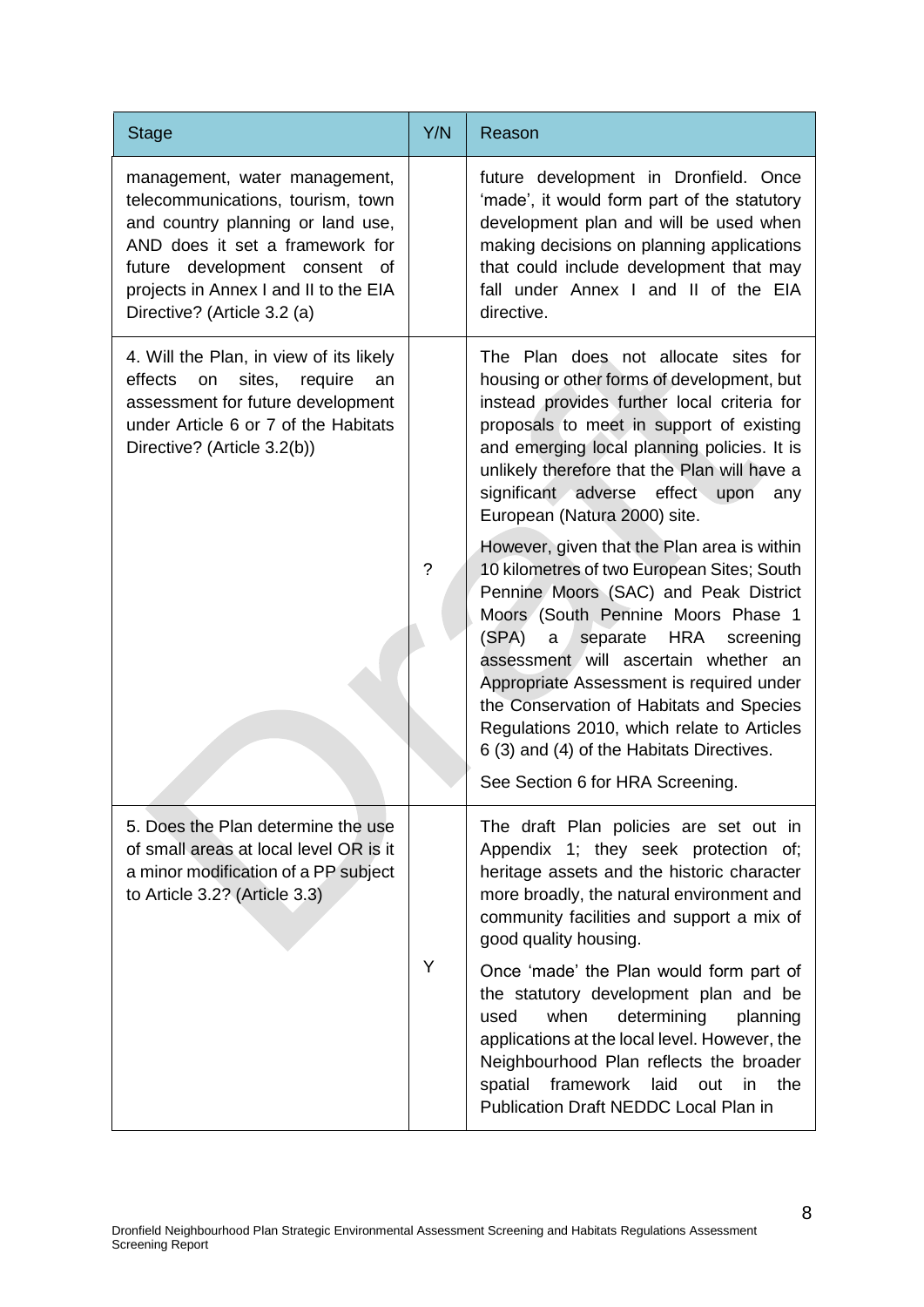| Stage | Y/N | Reason |
|---|---|---|
| management, water management, telecommunications, tourism, town and country planning or land use, AND does it set a framework for future development consent of projects in Annex I and II to the EIA Directive? (Article 3.2 (a) | | future development in Dronfield. Once 'made', it would form part of the statutory development plan and will be used when making decisions on planning applications that could include development that may fall under Annex I and II of the EIA directive. |
| 4. Will the Plan, in view of its likely effects on sites, require an assessment for future development under Article 6 or 7 of the Habitats Directive? (Article 3.2(b)) | ? | The Plan does not allocate sites for housing or other forms of development, but instead provides further local criteria for proposals to meet in support of existing and emerging local planning policies. It is unlikely therefore that the Plan will have a significant adverse effect upon any European (Natura 2000) site.<br><br>However, given that the Plan area is within 10 kilometres of two European Sites; South Pennine Moors (SAC) and Peak District Moors (South Pennine Moors Phase 1 (SPA) a separate HRA screening assessment will ascertain whether an Appropriate Assessment is required under the Conservation of Habitats and Species Regulations 2010, which relate to Articles 6 (3) and (4) of the Habitats Directives.<br><br>See Section 6 for HRA Screening. |
| 5. Does the Plan determine the use of small areas at local level OR is it a minor modification of a PP subject to Article 3.2? (Article 3.3) | Y | The draft Plan policies are set out in Appendix 1; they seek protection of; heritage assets and the historic character more broadly, the natural environment and community facilities and support a mix of good quality housing.<br><br>Once 'made' the Plan would form part of the statutory development plan and be used when determining planning applications at the local level. However, the Neighbourhood Plan reflects the broader spatial framework laid out in the Publication Draft NEDDC Local Plan in |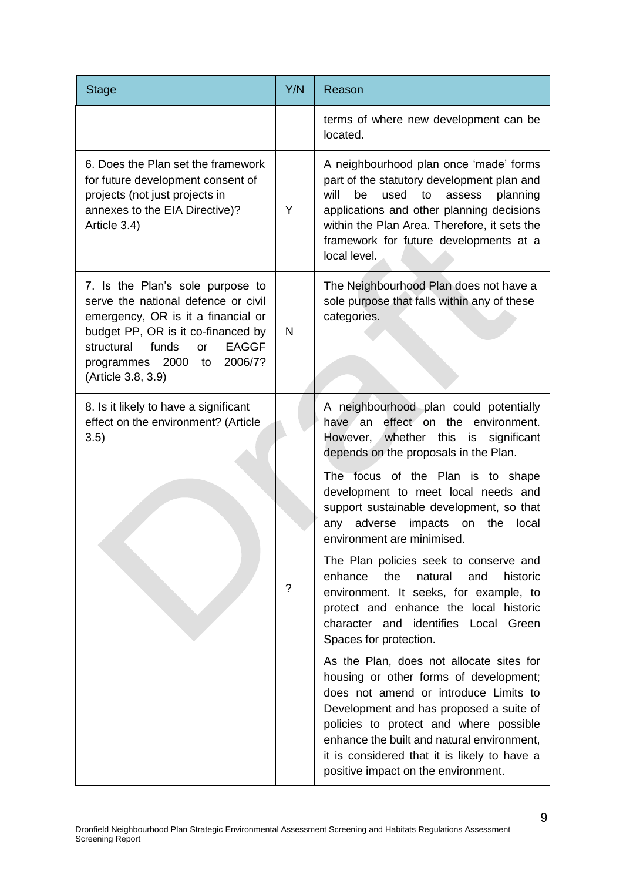| Stage | Y/N | Reason |
|---|---|---|
| | | terms of where new development can be located. |
| 6. Does the Plan set the framework for future development consent of projects (not just projects in annexes to the EIA Directive)? Article 3.4) | Y | A neighbourhood plan once 'made' forms part of the statutory development plan and will be used to assess planning applications and other planning decisions within the Plan Area. Therefore, it sets the framework for future developments at a local level. |
| 7. Is the Plan's sole purpose to serve the national defence or civil emergency, OR is it a financial or budget PP, OR is it co-financed by structural funds or EAGGF programmes 2000 to 2006/7? (Article 3.8, 3.9) | N | The Neighbourhood Plan does not have a sole purpose that falls within any of these categories. |
| 8. Is it likely to have a significant effect on the environment? (Article 3.5) | ? | A neighbourhood plan could potentially have an effect on the environment. However, whether this is significant depends on the proposals in the Plan.<br><br>The focus of the Plan is to shape development to meet local needs and support sustainable development, so that any adverse impacts on the local environment are minimised.<br><br>The Plan policies seek to conserve and enhance the natural and historic environment. It seeks, for example, to protect and enhance the local historic character and identifies Local Green Spaces for protection.<br><br>As the Plan, does not allocate sites for housing or other forms of development; does not amend or introduce Limits to Development and has proposed a suite of policies to protect and where possible enhance the built and natural environment, it is considered that it is likely to have a positive impact on the environment. |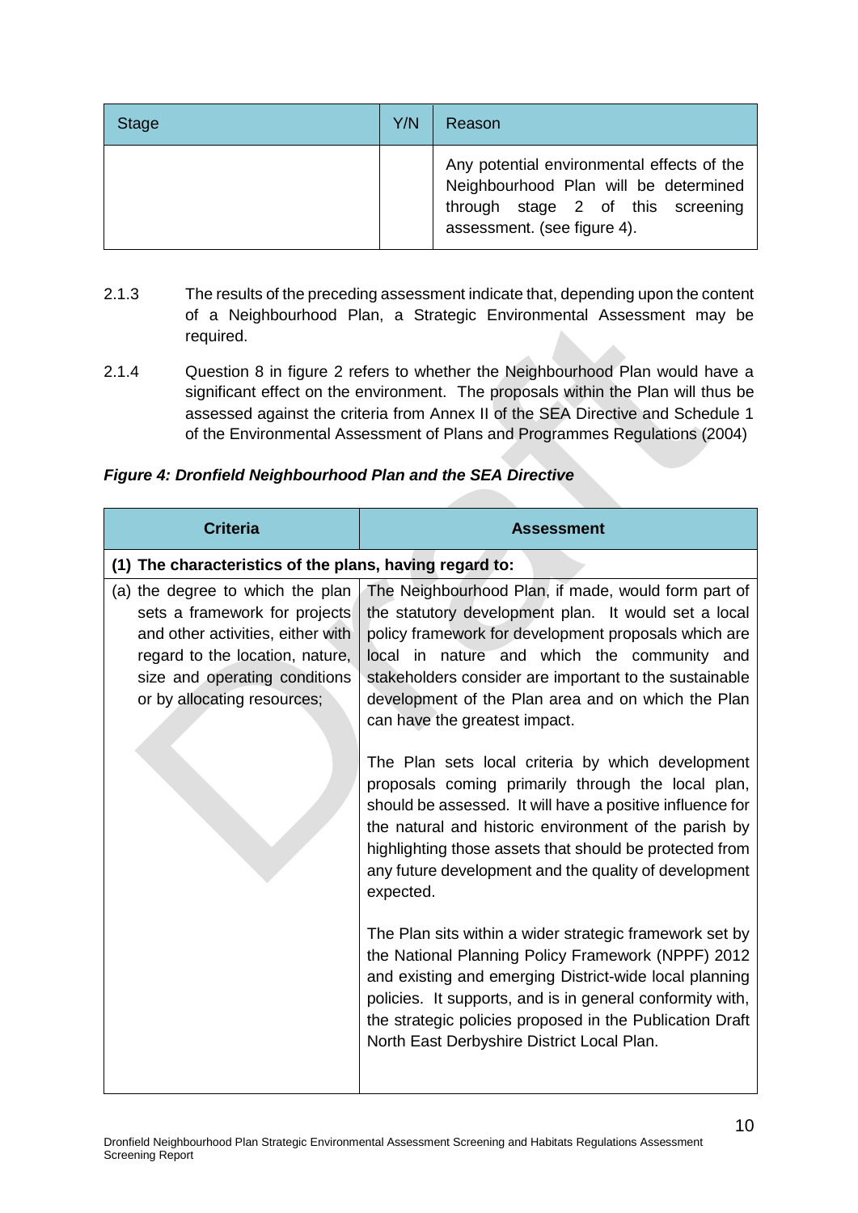| Stage | Y/N | Reason |
|---|---|---|
| | | Any potential environmental effects of the Neighbourhood Plan will be determined through stage 2 of this screening assessment. (see figure 4). |

2.1.3 The results of the preceding assessment indicate that, depending upon the content of a Neighbourhood Plan, a Strategic Environmental Assessment may be required.

2.1.4 Question 8 in figure 2 refers to whether the Neighbourhood Plan would have a significant effect on the environment. The proposals within the Plan will thus be assessed against the criteria from Annex II of the SEA Directive and Schedule 1 of the Environmental Assessment of Plans and Programmes Regulations (2004)

***Figure 4: Dronfield Neighbourhood Plan and the SEA Directive***

| Criteria | Assessment |
|---|---|
| **(1) The characteristics of the plans, having regard to:** | |
| (a) the degree to which the plan sets a framework for projects and other activities, either with regard to the location, nature, size and operating conditions or by allocating resources; | The Neighbourhood Plan, if made, would form part of the statutory development plan. It would set a local policy framework for development proposals which are local in nature and which the community and stakeholders consider are important to the sustainable development of the Plan area and on which the Plan can have the greatest impact.<br><br>The Plan sets local criteria by which development proposals coming primarily through the local plan, should be assessed. It will have a positive influence for the natural and historic environment of the parish by highlighting those assets that should be protected from any future development and the quality of development expected.<br><br>The Plan sits within a wider strategic framework set by the National Planning Policy Framework (NPPF) 2012 and existing and emerging District-wide local planning policies. It supports, and is in general conformity with, the strategic policies proposed in the Publication Draft North East Derbyshire District Local Plan. |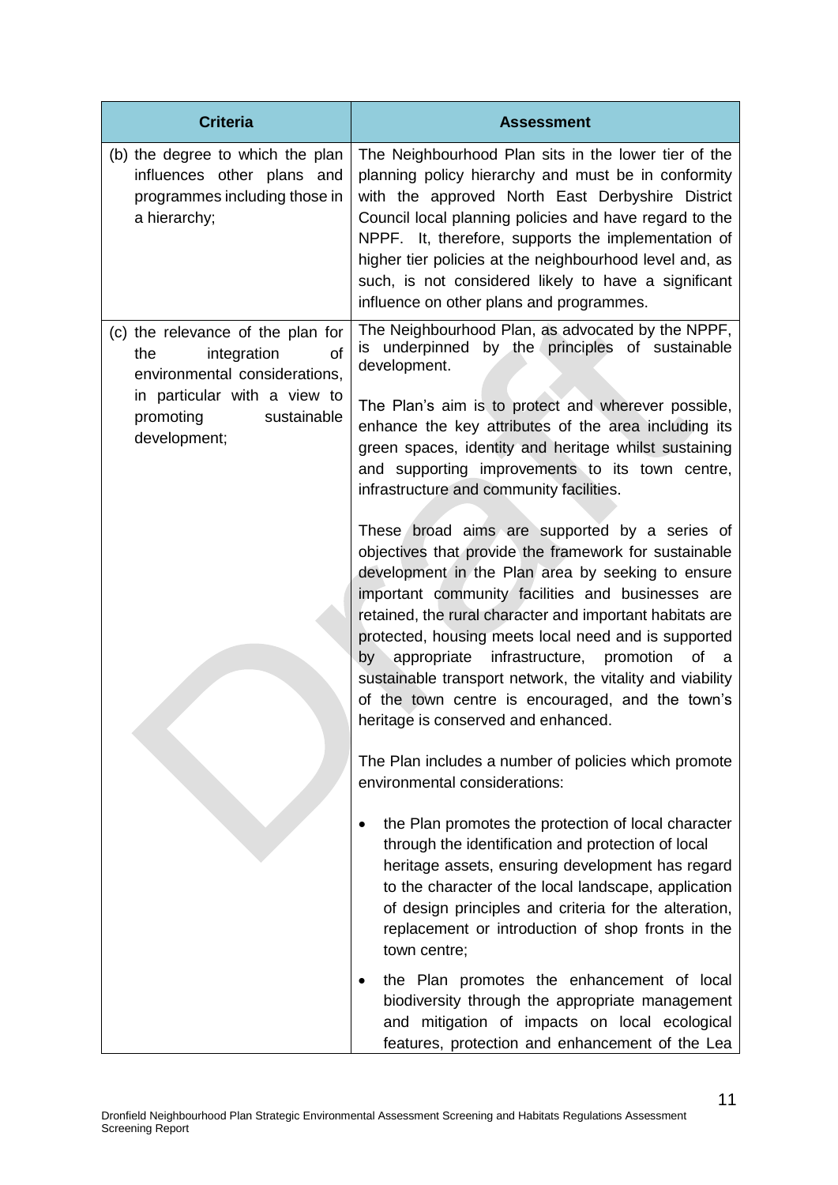| Criteria | Assessment |
| --- | --- |
| (b) the degree to which the plan influences other plans and programmes including those in a hierarchy; | The Neighbourhood Plan sits in the lower tier of the planning policy hierarchy and must be in conformity with the approved North East Derbyshire District Council local planning policies and have regard to the NPPF. It, therefore, supports the implementation of higher tier policies at the neighbourhood level and, as such, is not considered likely to have a significant influence on other plans and programmes. |
| (c) the relevance of the plan for the integration of environmental considerations, in particular with a view to promoting sustainable development; | The Neighbourhood Plan, as advocated by the NPPF, is underpinned by the principles of sustainable development.<br><br>The Plan's aim is to protect and wherever possible, enhance the key attributes of the area including its green spaces, identity and heritage whilst sustaining and supporting improvements to its town centre, infrastructure and community facilities.<br><br>These broad aims are supported by a series of objectives that provide the framework for sustainable development in the Plan area by seeking to ensure important community facilities and businesses are retained, the rural character and important habitats are protected, housing meets local need and is supported by appropriate infrastructure, promotion of a sustainable transport network, the vitality and viability of the town centre is encouraged, and the town's heritage is conserved and enhanced.<br><br>The Plan includes a number of policies which promote environmental considerations:<br><br>• the Plan promotes the protection of local character through the identification and protection of local heritage assets, ensuring development has regard to the character of the local landscape, application of design principles and criteria for the alteration, replacement or introduction of shop fronts in the town centre;<br><br>• the Plan promotes the enhancement of local biodiversity through the appropriate management and mitigation of impacts on local ecological features, protection and enhancement of the Lea |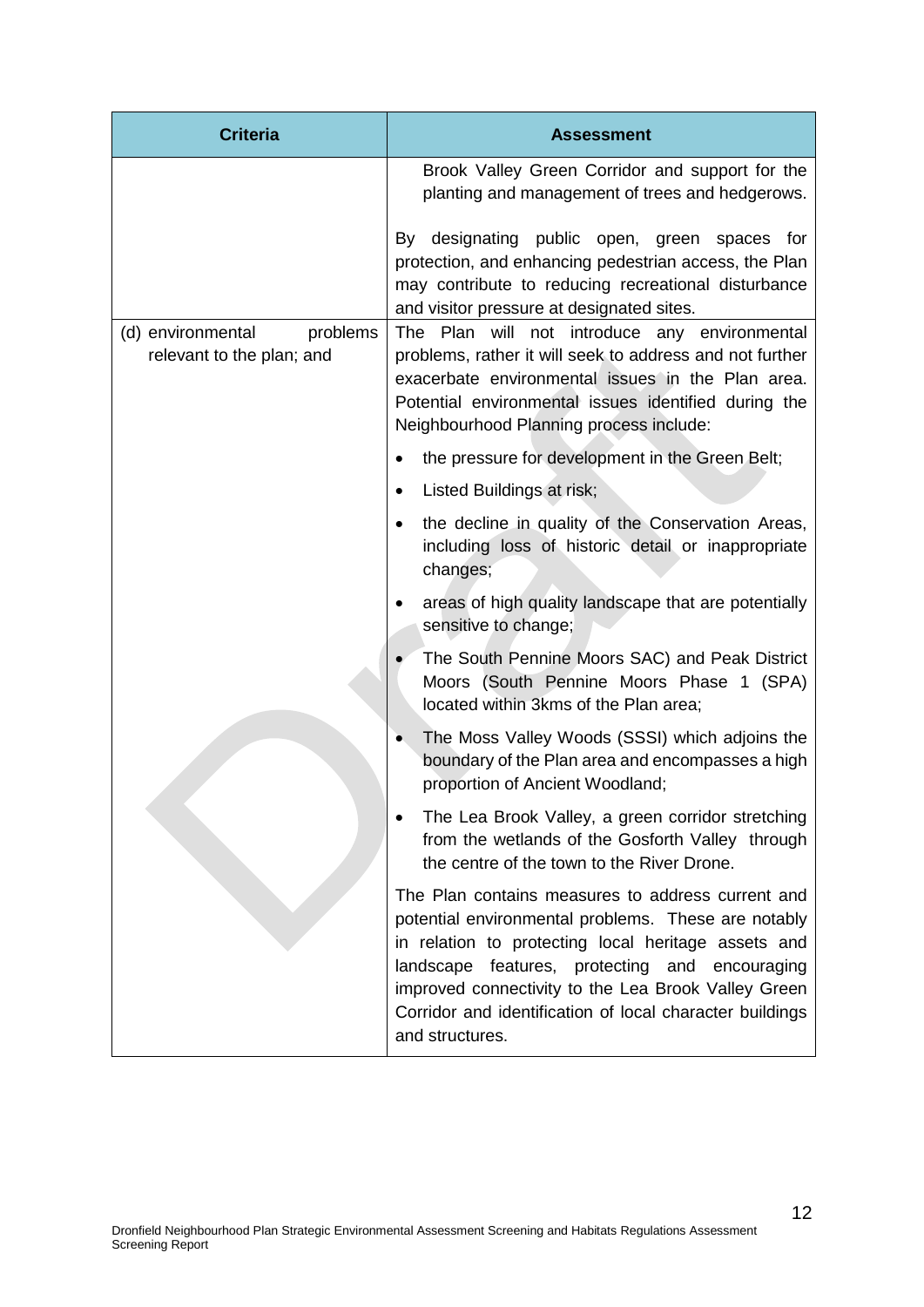| Criteria | Assessment |
| --- | --- |
| | Brook Valley Green Corridor and support for the planting and management of trees and hedgerows.<br><br>By designating public open, green spaces for protection, and enhancing pedestrian access, the Plan may contribute to reducing recreational disturbance and visitor pressure at designated sites. |
| (d) environmental problems relevant to the plan; and | The Plan will not introduce any environmental problems, rather it will seek to address and not further exacerbate environmental issues in the Plan area. Potential environmental issues identified during the Neighbourhood Planning process include:<br><br>• the pressure for development in the Green Belt;<br>• Listed Buildings at risk;<br>• the decline in quality of the Conservation Areas, including loss of historic detail or inappropriate changes;<br>• areas of high quality landscape that are potentially sensitive to change;<br>• The South Pennine Moors SAC) and Peak District Moors (South Pennine Moors Phase 1 (SPA) located within 3kms of the Plan area;<br>• The Moss Valley Woods (SSSI) which adjoins the boundary of the Plan area and encompasses a high proportion of Ancient Woodland;<br>• The Lea Brook Valley, a green corridor stretching from the wetlands of the Gosforth Valley through the centre of the town to the River Drone.<br><br>The Plan contains measures to address current and potential environmental problems. These are notably in relation to protecting local heritage assets and landscape features, protecting and encouraging improved connectivity to the Lea Brook Valley Green Corridor and identification of local character buildings and structures. |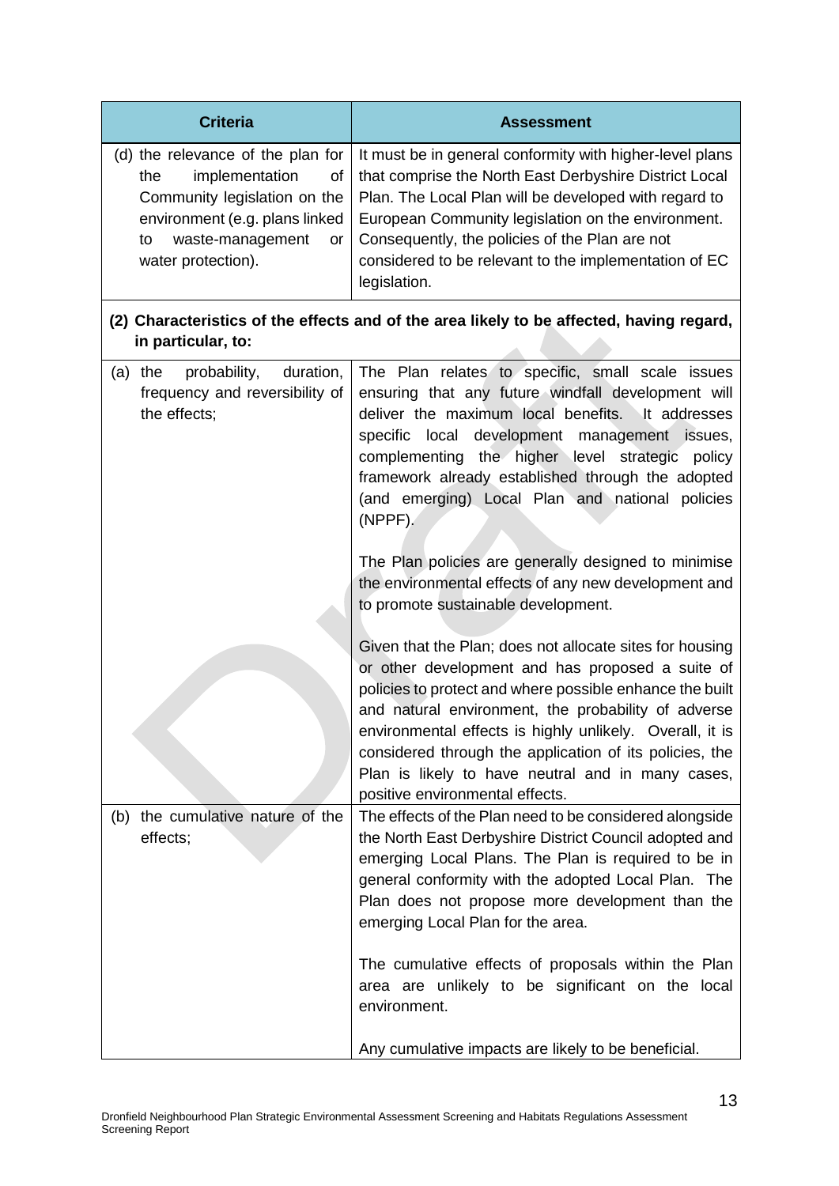| Criteria | Assessment |
| --- | --- |
| (d) the relevance of the plan for the implementation of Community legislation on the environment (e.g. plans linked to waste-management or water protection). | It must be in general conformity with higher-level plans that comprise the North East Derbyshire District Local Plan. The Local Plan will be developed with regard to European Community legislation on the environment. Consequently, the policies of the Plan are not considered to be relevant to the implementation of EC legislation. |
| **(2) Characteristics of the effects and of the area likely to be affected, having regard, in particular, to:** | |
| (a) the probability, duration, frequency and reversibility of the effects; | The Plan relates to specific, small scale issues ensuring that any future windfall development will deliver the maximum local benefits. It addresses specific local development management issues, complementing the higher level strategic policy framework already established through the adopted (and emerging) Local Plan and national policies (NPPF).<br><br>The Plan policies are generally designed to minimise the environmental effects of any new development and to promote sustainable development.<br><br>Given that the Plan; does not allocate sites for housing or other development and has proposed a suite of policies to protect and where possible enhance the built and natural environment, the probability of adverse environmental effects is highly unlikely. Overall, it is considered through the application of its policies, the Plan is likely to have neutral and in many cases, positive environmental effects. |
| (b) the cumulative nature of the effects; | The effects of the Plan need to be considered alongside the North East Derbyshire District Council adopted and emerging Local Plans. The Plan is required to be in general conformity with the adopted Local Plan. The Plan does not propose more development than the emerging Local Plan for the area.<br><br>The cumulative effects of proposals within the Plan area are unlikely to be significant on the local environment.<br><br>Any cumulative impacts are likely to be beneficial. |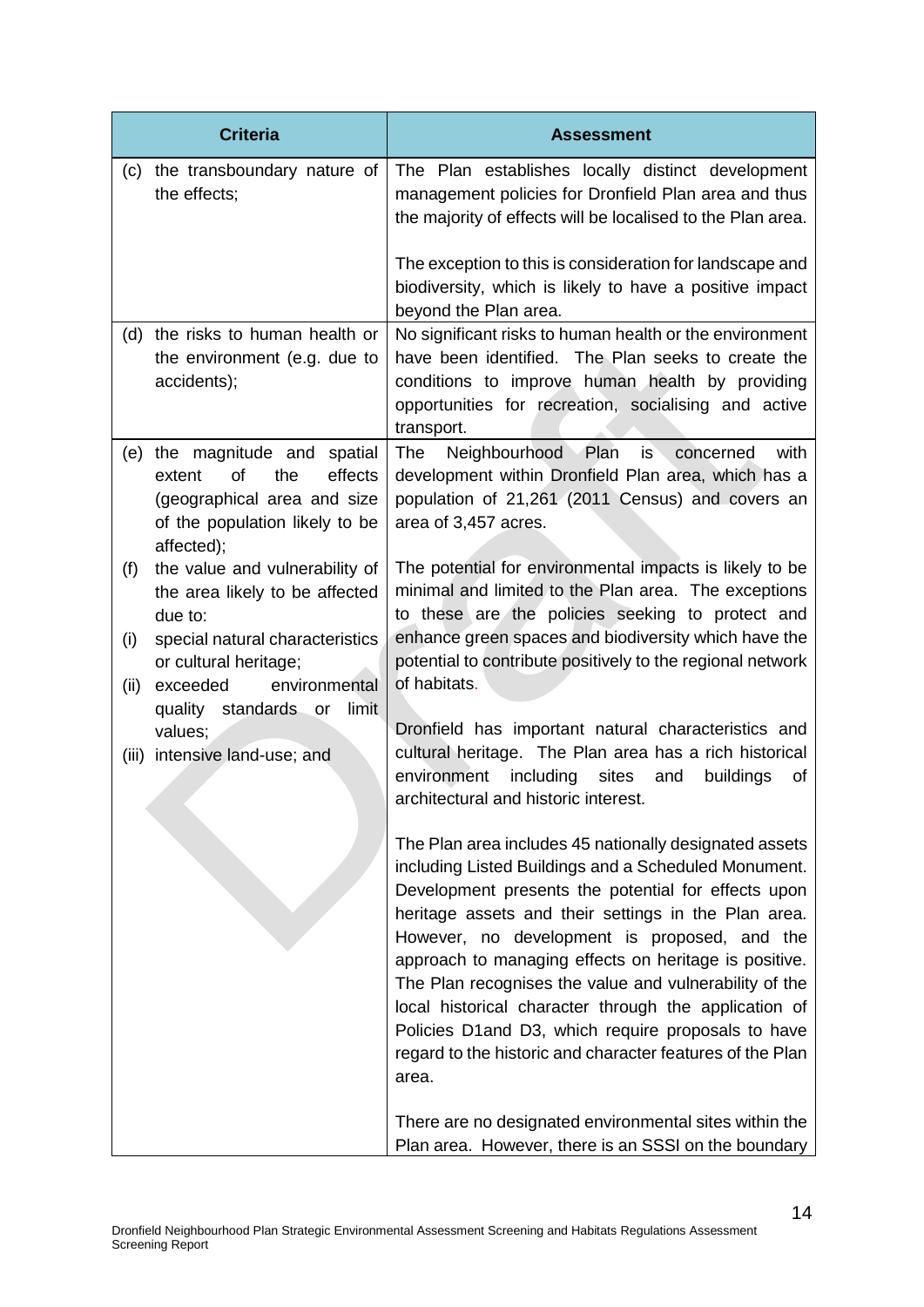| Criteria | Assessment |
|---|---|
| (c) the transboundary nature of the effects; | The Plan establishes locally distinct development management policies for Dronfield Plan area and thus the majority of effects will be localised to the Plan area.<br><br>The exception to this is consideration for landscape and biodiversity, which is likely to have a positive impact beyond the Plan area. |
| (d) the risks to human health or the environment (e.g. due to accidents); | No significant risks to human health or the environment have been identified. The Plan seeks to create the conditions to improve human health by providing opportunities for recreation, socialising and active transport. |
| (e) the magnitude and spatial extent of the effects (geographical area and size of the population likely to be affected); | The Neighbourhood Plan is concerned with development within Dronfield Plan area, which has a population of 21,261 (2011 Census) and covers an area of 3,457 acres. |
| (f) the value and vulnerability of the area likely to be affected due to:<br>(i) special natural characteristics or cultural heritage;<br>(ii) exceeded environmental quality standards or limit values;<br>(iii) intensive land-use; and | The potential for environmental impacts is likely to be minimal and limited to the Plan area. The exceptions to these are the policies seeking to protect and enhance green spaces and biodiversity which have the potential to contribute positively to the regional network of habitats.<br><br>Dronfield has important natural characteristics and cultural heritage. The Plan area has a rich historical environment including sites and buildings of architectural and historic interest.<br><br>The Plan area includes 45 nationally designated assets including Listed Buildings and a Scheduled Monument. Development presents the potential for effects upon heritage assets and their settings in the Plan area. However, no development is proposed, and the approach to managing effects on heritage is positive. The Plan recognises the value and vulnerability of the local historical character through the application of Policies D1and D3, which require proposals to have regard to the historic and character features of the Plan area.<br><br>There are no designated environmental sites within the Plan area. However, there is an SSSI on the boundary |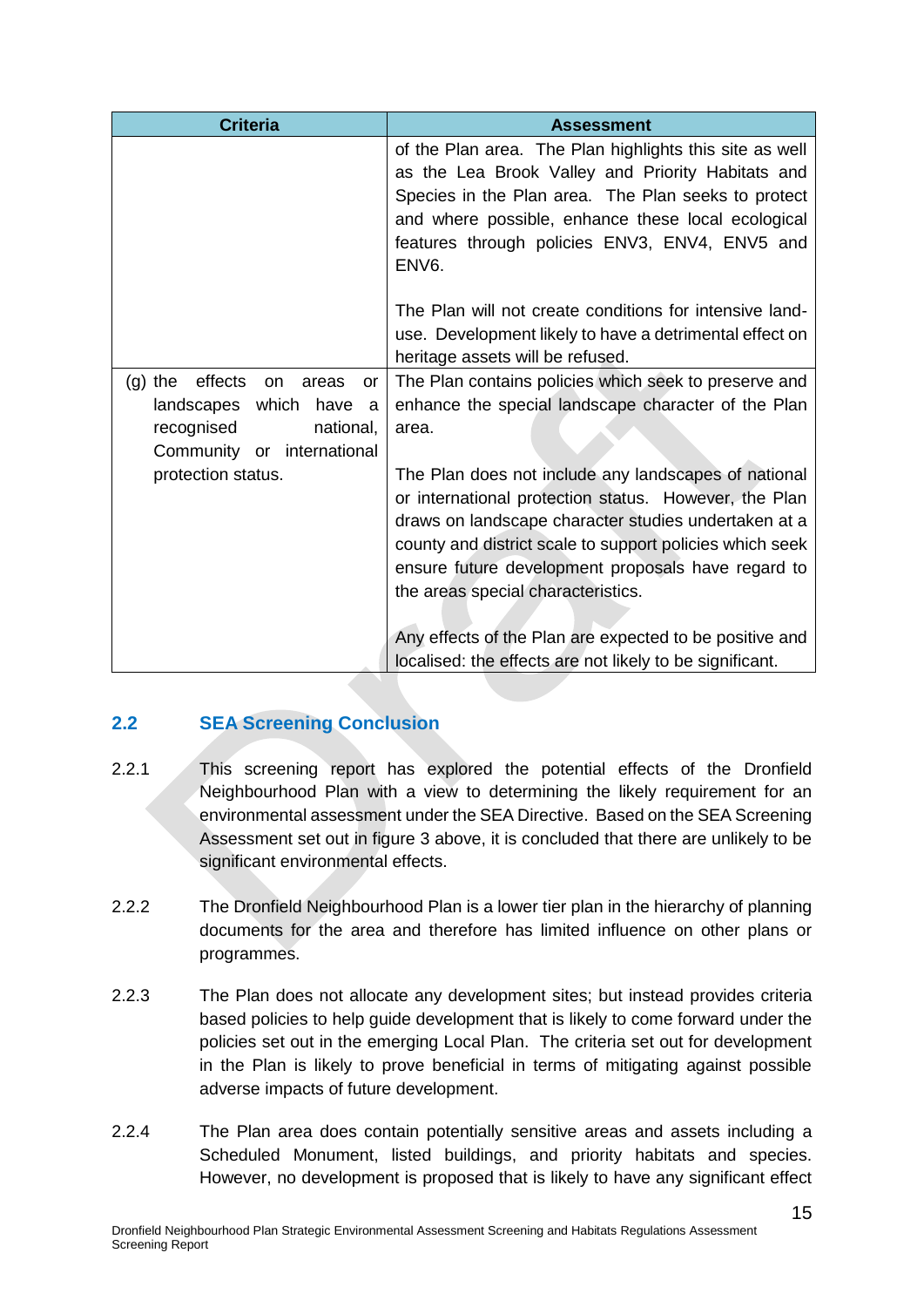| Criteria | Assessment |
| --- | --- |
| | of the Plan area. The Plan highlights this site as well as the Lea Brook Valley and Priority Habitats and Species in the Plan area. The Plan seeks to protect and where possible, enhance these local ecological features through policies ENV3, ENV4, ENV5 and ENV6.<br><br>The Plan will not create conditions for intensive land-use. Development likely to have a detrimental effect on heritage assets will be refused. |
| (g) the effects on areas or landscapes which have a recognised national, Community or international protection status. | The Plan contains policies which seek to preserve and enhance the special landscape character of the Plan area.<br><br>The Plan does not include any landscapes of national or international protection status. However, the Plan draws on landscape character studies undertaken at a county and district scale to support policies which seek ensure future development proposals have regard to the areas special characteristics.<br><br>Any effects of the Plan are expected to be positive and localised: the effects are not likely to be significant. |

## 2.2 SEA Screening Conclusion

2.2.1 This screening report has explored the potential effects of the Dronfield Neighbourhood Plan with a view to determining the likely requirement for an environmental assessment under the SEA Directive. Based on the SEA Screening Assessment set out in figure 3 above, it is concluded that there are unlikely to be significant environmental effects.

2.2.2 The Dronfield Neighbourhood Plan is a lower tier plan in the hierarchy of planning documents for the area and therefore has limited influence on other plans or programmes.

2.2.3 The Plan does not allocate any development sites; but instead provides criteria based policies to help guide development that is likely to come forward under the policies set out in the emerging Local Plan. The criteria set out for development in the Plan is likely to prove beneficial in terms of mitigating against possible adverse impacts of future development.

2.2.4 The Plan area does contain potentially sensitive areas and assets including a Scheduled Monument, listed buildings, and priority habitats and species. However, no development is proposed that is likely to have any significant effect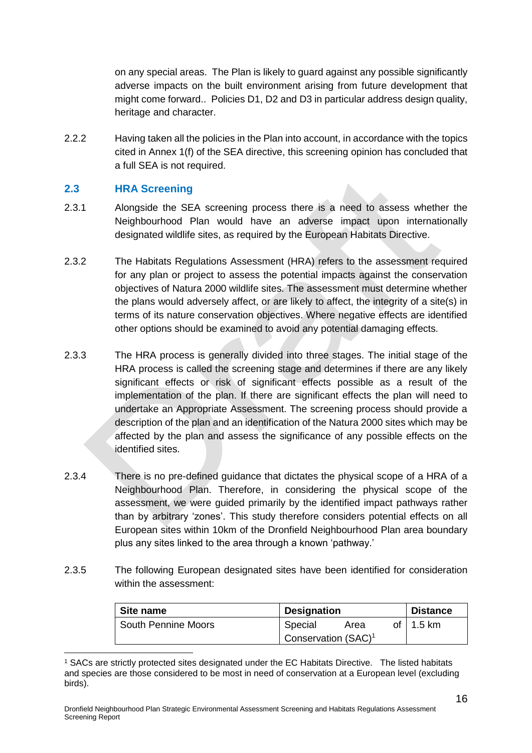on any special areas. The Plan is likely to guard against any possible significantly adverse impacts on the built environment arising from future development that might come forward.. Policies D1, D2 and D3 in particular address design quality, heritage and character.

2.2.2 Having taken all the policies in the Plan into account, in accordance with the topics cited in Annex 1(f) of the SEA directive, this screening opinion has concluded that a full SEA is not required.

## 2.3 HRA Screening

2.3.1 Alongside the SEA screening process there is a need to assess whether the Neighbourhood Plan would have an adverse impact upon internationally designated wildlife sites, as required by the European Habitats Directive.

2.3.2 The Habitats Regulations Assessment (HRA) refers to the assessment required for any plan or project to assess the potential impacts against the conservation objectives of Natura 2000 wildlife sites. The assessment must determine whether the plans would adversely affect, or are likely to affect, the integrity of a site(s) in terms of its nature conservation objectives. Where negative effects are identified other options should be examined to avoid any potential damaging effects.

2.3.3 The HRA process is generally divided into three stages. The initial stage of the HRA process is called the screening stage and determines if there are any likely significant effects or risk of significant effects possible as a result the implementation of the plan. If there are significant effects the plan will need to undertake an Appropriate Assessment. The screening process should provide a description of the plan and an identification of the Natura 2000 sites which may be affected by the plan and assess the significance of any possible effects on the identified sites.

2.3.4 There is no pre-defined guidance that dictates the physical scope of a HRA of a Neighbourhood Plan. Therefore, in considering the physical scope of the assessment, we were guided primarily by the identified impact pathways rather than by arbitrary 'zones'. This study therefore considers potential effects on all European sites within 10km of the Dronfield Neighbourhood Plan area boundary plus any sites linked to the area through a known 'pathway.'

2.3.5 The following European designated sites have been identified for consideration within the assessment:

| Site name | Designation | Distance |
|---|---|---|
| South Pennine Moors | Special Area of Conservation (SAC)[1] | 1.5 km |

[1] SACs are strictly protected sites designated under the EC Habitats Directive. The listed habitats and species are those considered to be most in need of conservation at a European level (excluding birds).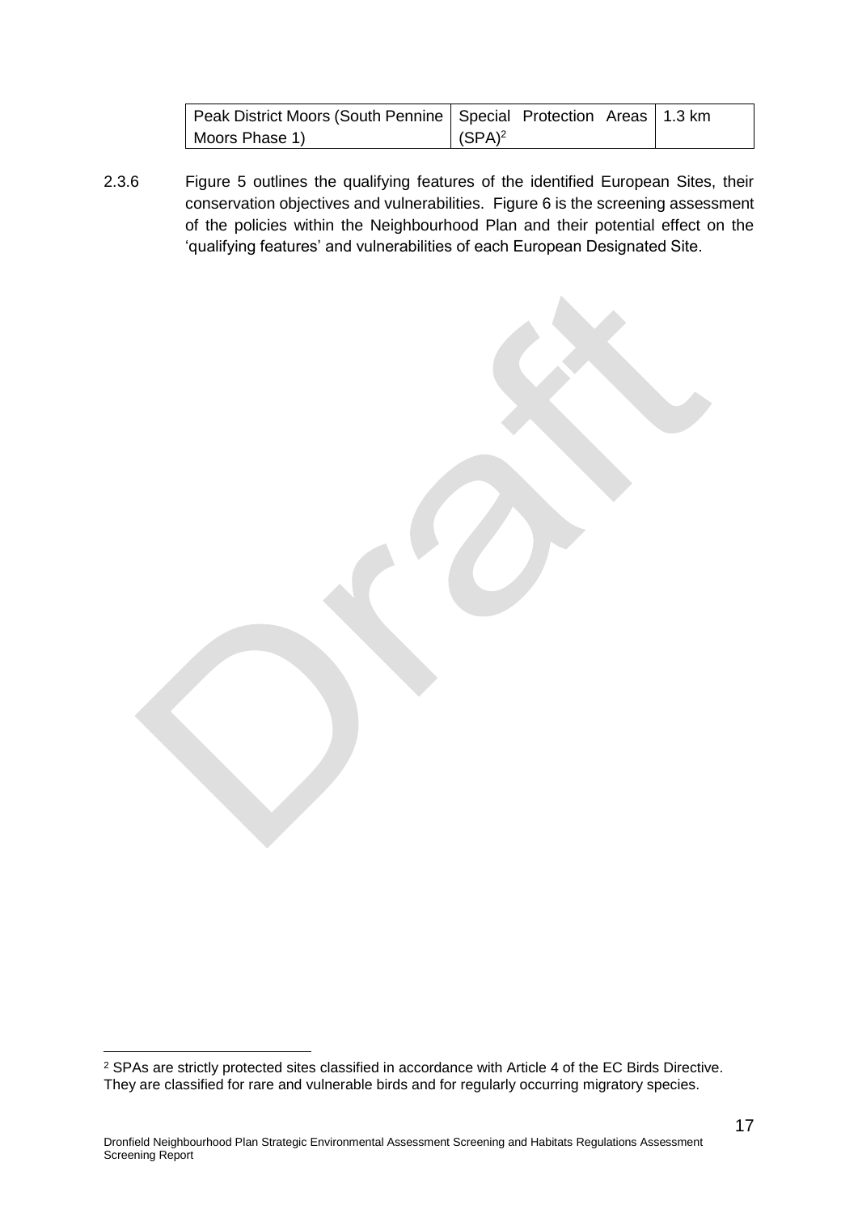| Peak District Moors (South Pennine Moors Phase 1) | Special Protection Areas (SPA)[2] | 1.3 km |
|---|---|---|

2.3.6 Figure 5 outlines the qualifying features of the identified European Sites, their conservation objectives and vulnerabilities. Figure 6 is the screening assessment of the policies within the Neighbourhood Plan and their potential effect on the 'qualifying features' and vulnerabilities of each European Designated Site.

[2] SPAs are strictly protected sites classified in accordance with Article 4 of the EC Birds Directive. They are classified for rare and vulnerable birds and for regularly occurring migratory species.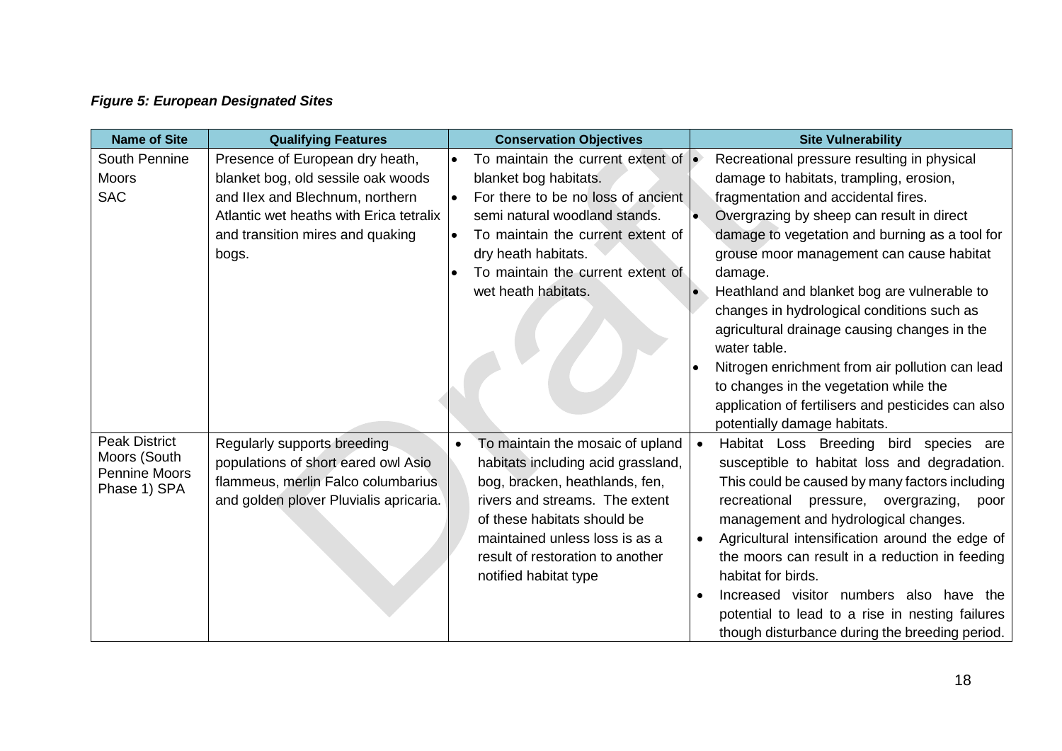*Figure 5: European Designated Sites*

| Name of Site | Qualifying Features | Conservation Objectives | Site Vulnerability |
|---|---|---|---|
| South Pennine Moors SAC | Presence of European dry heath, blanket bog, old sessile oak woods and Ilex and Blechnum, northern Atlantic wet heaths with Erica tetralix and transition mires and quaking bogs. | • To maintain the current extent of blanket bog habitats.<br>• For there to be no loss of ancient semi natural woodland stands.<br>• To maintain the current extent of dry heath habitats.<br>• To maintain the current extent of wet heath habitats. | • Recreational pressure resulting in physical damage to habitats, trampling, erosion, fragmentation and accidental fires.<br>• Overgrazing by sheep can result in direct damage to vegetation and burning as a tool for grouse moor management can cause habitat damage.<br>• Heathland and blanket bog are vulnerable to changes in hydrological conditions such as agricultural drainage causing changes in the water table.<br>• Nitrogen enrichment from air pollution can lead to changes in the vegetation while the application of fertilisers and pesticides can also potentially damage habitats. |
| Peak District Moors (South Pennine Moors Phase 1) SPA | Regularly supports breeding populations of short eared owl Asio flammeus, merlin Falco columbarius and golden plover Pluvialis apricaria. | • To maintain the mosaic of upland habitats including acid grassland, bog, bracken, heathlands, fen, rivers and streams. The extent of these habitats should be maintained unless loss is as a result of restoration to another notified habitat type | • Habitat Loss Breeding bird species are susceptible to habitat loss and degradation. This could be caused by many factors including recreational pressure, overgrazing, poor management and hydrological changes.<br>• Agricultural intensification around the edge of the moors can result in a reduction in feeding habitat for birds.<br>• Increased visitor numbers also have the potential to lead to a rise in nesting failures though disturbance during the breeding period. |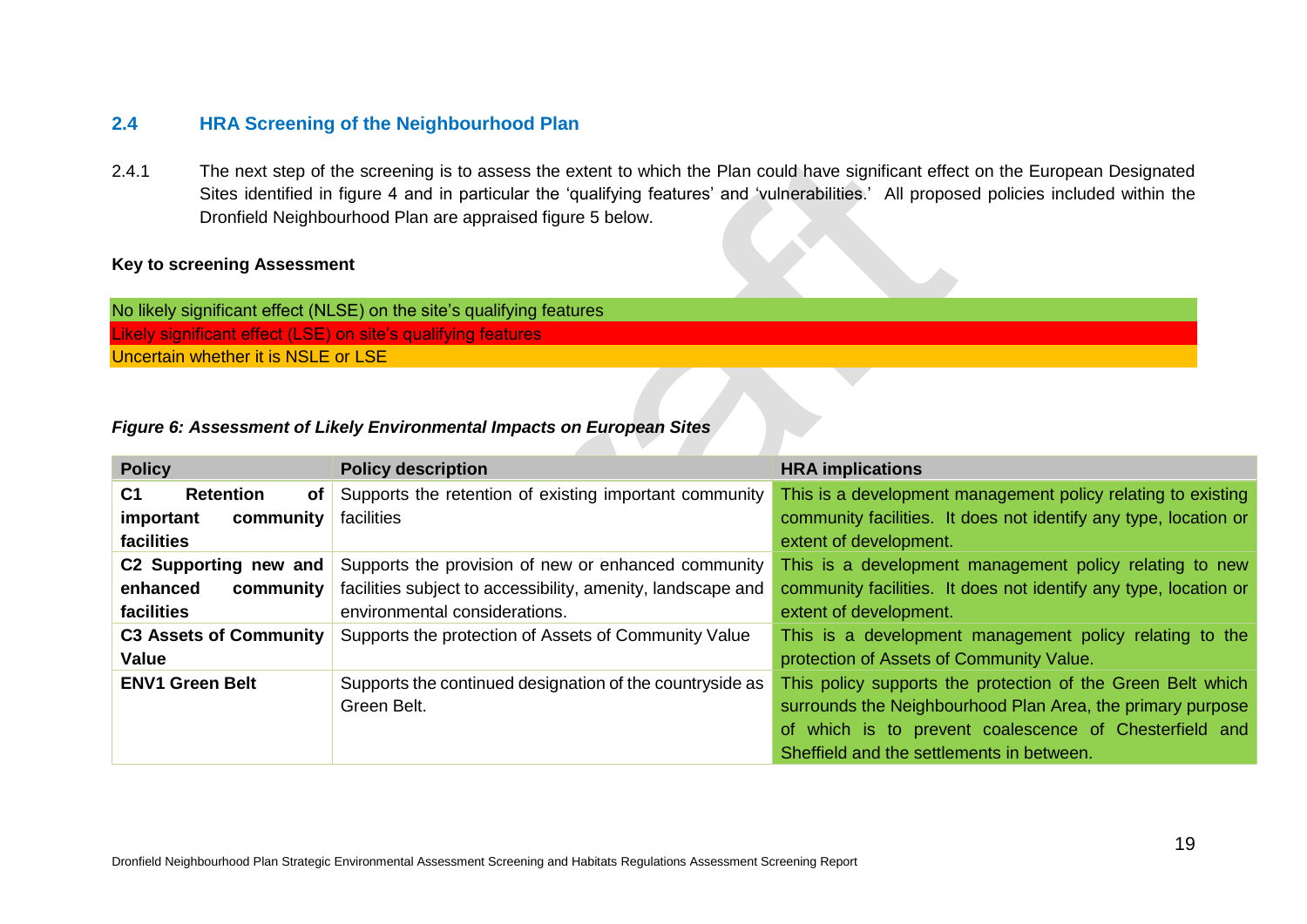## 2.4 HRA Screening of the Neighbourhood Plan

2.4.1 The next step of the screening is to assess the extent to which the Plan could have significant effect on the European Designated Sites identified in figure 4 and in particular the 'qualifying features' and 'vulnerabilities.' All proposed policies included within the Dronfield Neighbourhood Plan are appraised figure 5 below.

**Key to screening Assessment**

| |
|---|
| No likely significant effect (NLSE) on the site's qualifying features |
| Likely significant effect (LSE) on site's qualifying features |
| Uncertain whether it is NSLE or LSE |

***Figure 6: Assessment of Likely Environmental Impacts on European Sites***

| Policy | Policy description | HRA implications |
|---|---|---|
| **C1 Retention of important community facilities** | Supports the retention of existing important community facilities | This is a development management policy relating to existing community facilities. It does not identify any type, location or extent of development. |
| **C2 Supporting new and enhanced community facilities** | Supports the provision of new or enhanced community facilities subject to accessibility, amenity, landscape and environmental considerations. | This is a development management policy relating to new community facilities. It does not identify any type, location or extent of development. |
| **C3 Assets of Community Value** | Supports the protection of Assets of Community Value | This is a development management policy relating to the protection of Assets of Community Value. |
| **ENV1 Green Belt** | Supports the continued designation of the countryside as Green Belt. | This policy supports the protection of the Green Belt which surrounds the Neighbourhood Plan Area, the primary purpose of which is to prevent coalescence of Chesterfield and Sheffield and the settlements in between. |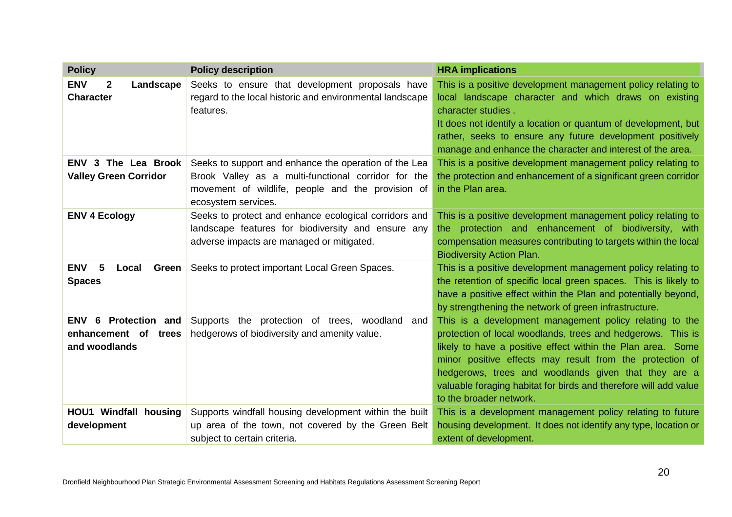| Policy | Policy description | HRA implications |
| --- | --- | --- |
| **ENV 2 Landscape Character** | Seeks to ensure that development proposals have regard to the local historic and environmental landscape features. | This is a positive development management policy relating to local landscape character and which draws on existing character studies .<br>It does not identify a location or quantum of development, but rather, seeks to ensure any future development positively manage and enhance the character and interest of the area. |
| **ENV 3 The Lea Brook Valley Green Corridor** | Seeks to support and enhance the operation of the Lea Brook Valley as a multi-functional corridor for the movement of wildlife, people and the provision of ecosystem services. | This is a positive development management policy relating to the protection and enhancement of a significant green corridor in the Plan area. |
| **ENV 4 Ecology** | Seeks to protect and enhance ecological corridors and landscape features for biodiversity and ensure any adverse impacts are managed or mitigated. | This is a positive development management policy relating to the protection and enhancement of biodiversity, with compensation measures contributing to targets within the local Biodiversity Action Plan. |
| **ENV 5 Local Green Spaces** | Seeks to protect important Local Green Spaces. | This is a positive development management policy relating to the retention of specific local green spaces. This is likely to have a positive effect within the Plan and potentially beyond, by strengthening the network of green infrastructure. |
| **ENV 6 Protection and enhancement of trees and woodlands** | Supports the protection of trees, woodland and hedgerows of biodiversity and amenity value. | This is a development management policy relating to the protection of local woodlands, trees and hedgerows. This is likely to have a positive effect within the Plan area. Some minor positive effects may result from the protection of hedgerows, trees and woodlands given that they are a valuable foraging habitat for birds and therefore will add value to the broader network. |
| **HOU1 Windfall housing development** | Supports windfall housing development within the built up area of the town, not covered by the Green Belt subject to certain criteria. | This is a development management policy relating to future housing development. It does not identify any type, location or extent of development. |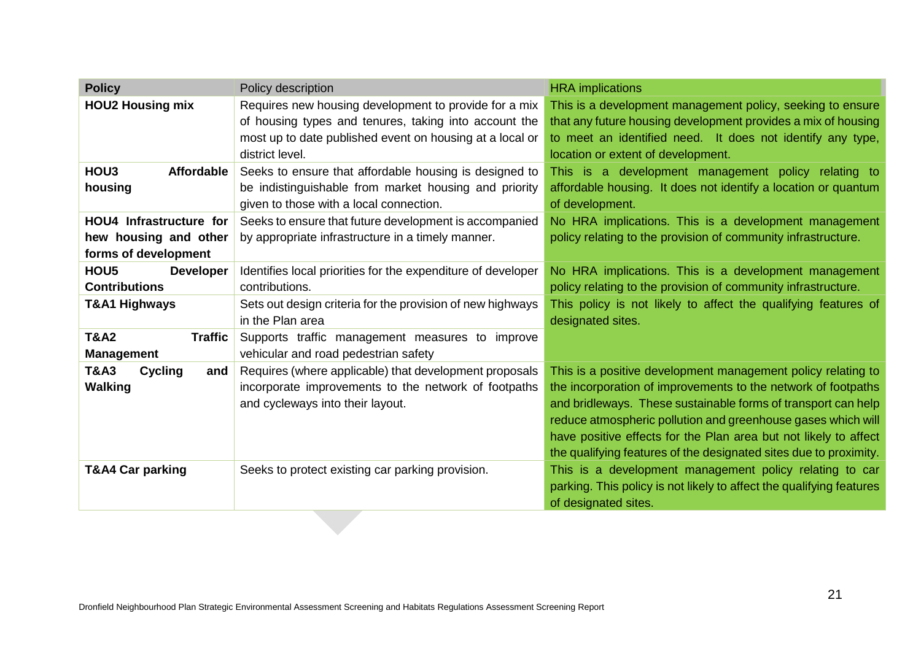| Policy | Policy description | HRA implications |
|---|---|---|
| **HOU2 Housing mix** | Requires new housing development to provide for a mix of housing types and tenures, taking into account the most up to date published event on housing at a local or district level. | This is a development management policy, seeking to ensure that any future housing development provides a mix of housing to meet an identified need. It does not identify any type, location or extent of development. |
| **HOU3 Affordable housing** | Seeks to ensure that affordable housing is designed to be indistinguishable from market housing and priority given to those with a local connection. | This is a development management policy relating to affordable housing. It does not identify a location or quantum of development. |
| **HOU4 Infrastructure for hew housing and other forms of development** | Seeks to ensure that future development is accompanied by appropriate infrastructure in a timely manner. | No HRA implications. This is a development management policy relating to the provision of community infrastructure. |
| **HOU5 Developer Contributions** | Identifies local priorities for the expenditure of developer contributions. | No HRA implications. This is a development management policy relating to the provision of community infrastructure. |
| **T&A1 Highways** | Sets out design criteria for the provision of new highways in the Plan area | This policy is not likely to affect the qualifying features of designated sites. |
| **T&A2 Traffic Management** | Supports traffic management measures to improve vehicular and road pedestrian safety | |
| **T&A3 Cycling and Walking** | Requires (where applicable) that development proposals incorporate improvements to the network of footpaths and cycleways into their layout. | This is a positive development management policy relating to the incorporation of improvements to the network of footpaths and bridleways. These sustainable forms of transport can help reduce atmospheric pollution and greenhouse gases which will have positive effects for the Plan area but not likely to affect the qualifying features of the designated sites due to proximity. |
| **T&A4 Car parking** | Seeks to protect existing car parking provision. | This is a development management policy relating to car parking. This policy is not likely to affect the qualifying features of designated sites. |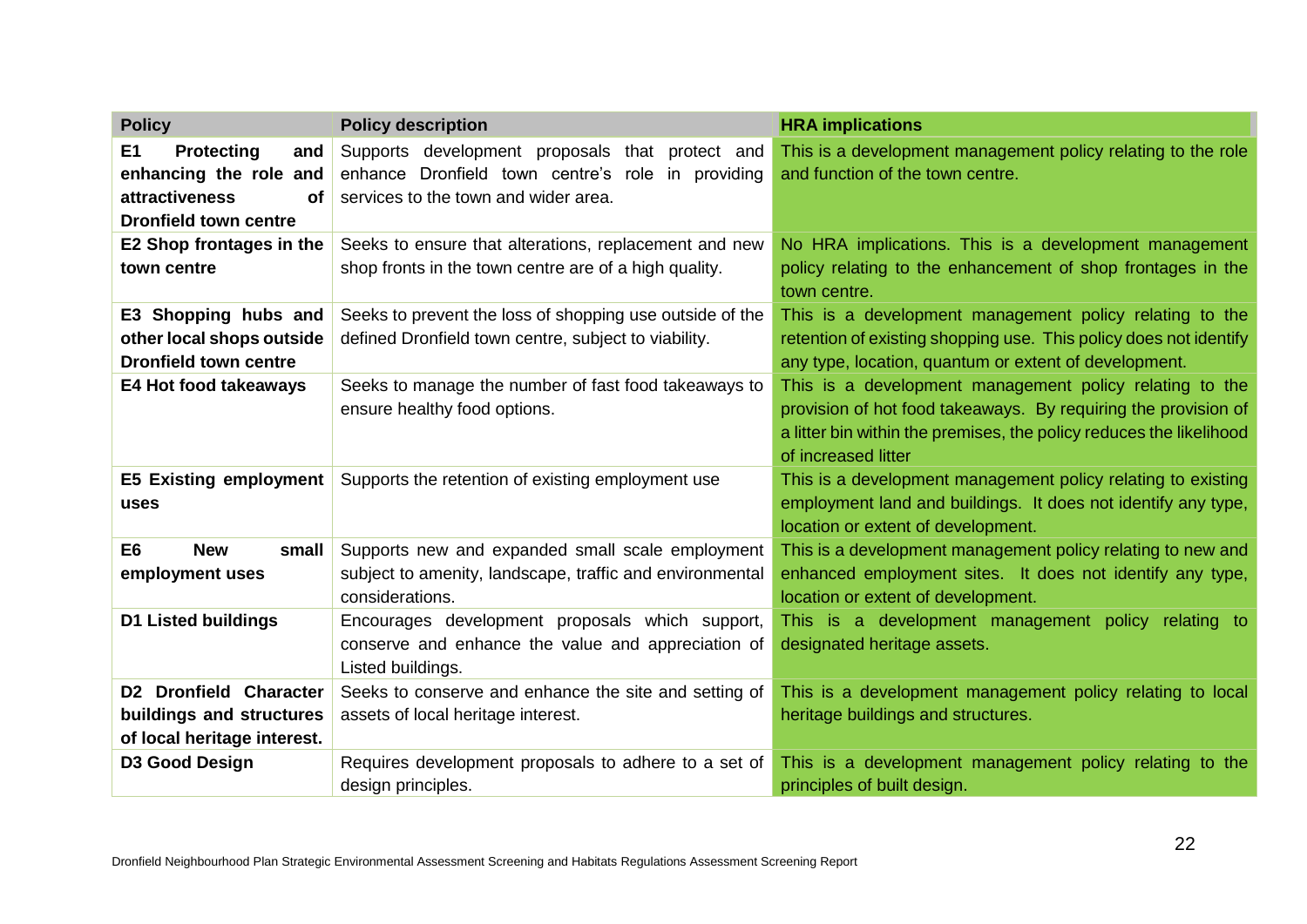| Policy | Policy description | HRA implications |
| --- | --- | --- |
| **E1 Protecting and enhancing the role and attractiveness of Dronfield town centre** | Supports development proposals that protect and enhance Dronfield town centre's role in providing services to the town and wider area. | This is a development management policy relating to the role and function of the town centre. |
| **E2 Shop frontages in the town centre** | Seeks to ensure that alterations, replacement and new shop fronts in the town centre are of a high quality. | No HRA implications. This is a development management policy relating to the enhancement of shop frontages in the town centre. |
| **E3 Shopping hubs and other local shops outside Dronfield town centre** | Seeks to prevent the loss of shopping use outside of the defined Dronfield town centre, subject to viability. | This is a development management policy relating to the retention of existing shopping use. This policy does not identify any type, location, quantum or extent of development. |
| **E4 Hot food takeaways** | Seeks to manage the number of fast food takeaways to ensure healthy food options. | This is a development management policy relating to the provision of hot food takeaways. By requiring the provision of a litter bin within the premises, the policy reduces the likelihood of increased litter |
| **E5 Existing employment uses** | Supports the retention of existing employment use | This is a development management policy relating to existing employment land and buildings. It does not identify any type, location or extent of development. |
| **E6 New small employment uses** | Supports new and expanded small scale employment subject to amenity, landscape, traffic and environmental considerations. | This is a development management policy relating to new and enhanced employment sites. It does not identify any type, location or extent of development. |
| **D1 Listed buildings** | Encourages development proposals which support, conserve and enhance the value and appreciation of Listed buildings. | This is a development management policy relating to designated heritage assets. |
| **D2 Dronfield Character buildings and structures of local heritage interest.** | Seeks to conserve and enhance the site and setting of assets of local heritage interest. | This is a development management policy relating to local heritage buildings and structures. |
| **D3 Good Design** | Requires development proposals to adhere to a set of design principles. | This is a development management policy relating to the principles of built design. |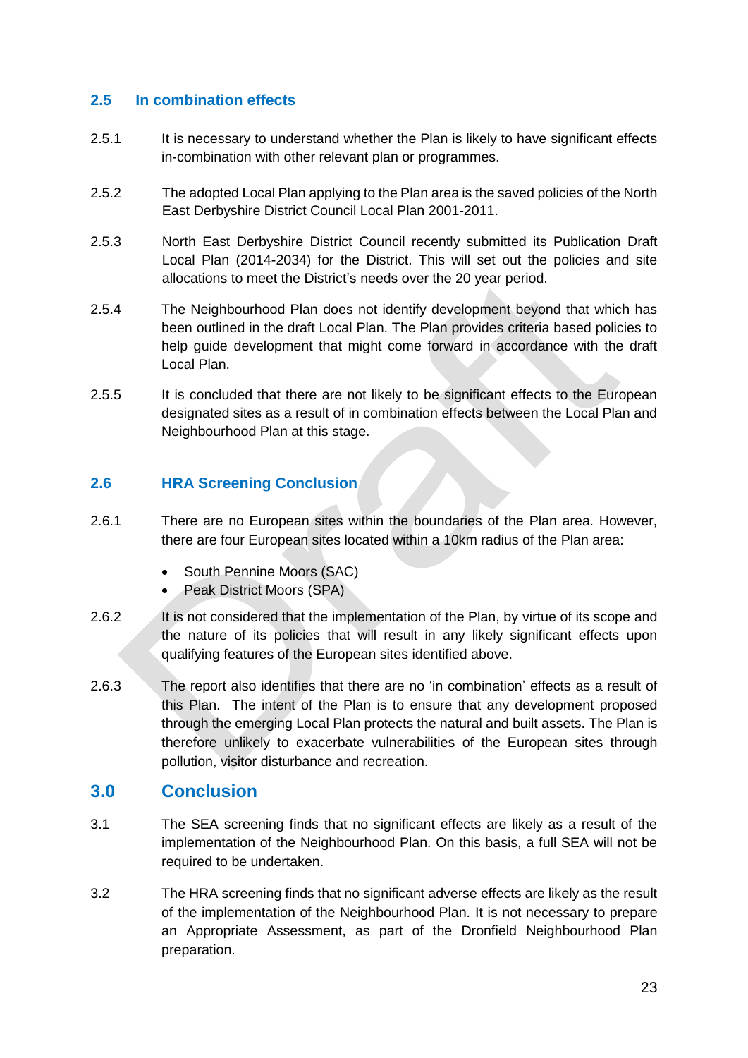## 2.5 In combination effects

2.5.1 It is necessary to understand whether the Plan is likely to have significant effects in-combination with other relevant plan or programmes.

2.5.2 The adopted Local Plan applying to the Plan area is the saved policies of the North East Derbyshire District Council Local Plan 2001-2011.

2.5.3 North East Derbyshire District Council recently submitted its Publication Draft Local Plan (2014-2034) for the District. This will set out the policies and site allocations to meet the District's needs over the 20 year period.

2.5.4 The Neighbourhood Plan does not identify development beyond that which has been outlined in the draft Local Plan. The Plan provides criteria based policies to help guide development that might come forward in accordance with the draft Local Plan.

2.5.5 It is concluded that there are not likely to be significant effects to the European designated sites as a result of in combination effects between the Local Plan and Neighbourhood Plan at this stage.

## 2.6 HRA Screening Conclusion

2.6.1 There are no European sites within the boundaries of the Plan area. However, there are four European sites located within a 10km radius of the Plan area:

- South Pennine Moors (SAC)
- Peak District Moors (SPA)

2.6.2 It is not considered that the implementation of the Plan, by virtue of its scope and the nature of its policies that will result in any likely significant effects upon qualifying features of the European sites identified above.

2.6.3 The report also identifies that there are no 'in combination' effects as a result of this Plan. The intent of the Plan is to ensure that any development proposed through the emerging Local Plan protects the natural and built assets. The Plan is therefore unlikely to exacerbate vulnerabilities of the European sites through pollution, visitor disturbance and recreation.

# 3.0 Conclusion

3.1 The SEA screening finds that no significant effects are likely as a result of the implementation of the Neighbourhood Plan. On this basis, a full SEA will not be required to be undertaken.

3.2 The HRA screening finds that no significant adverse effects are likely as the result of the implementation of the Neighbourhood Plan. It is not necessary to prepare an Appropriate Assessment, as part of the Dronfield Neighbourhood Plan preparation.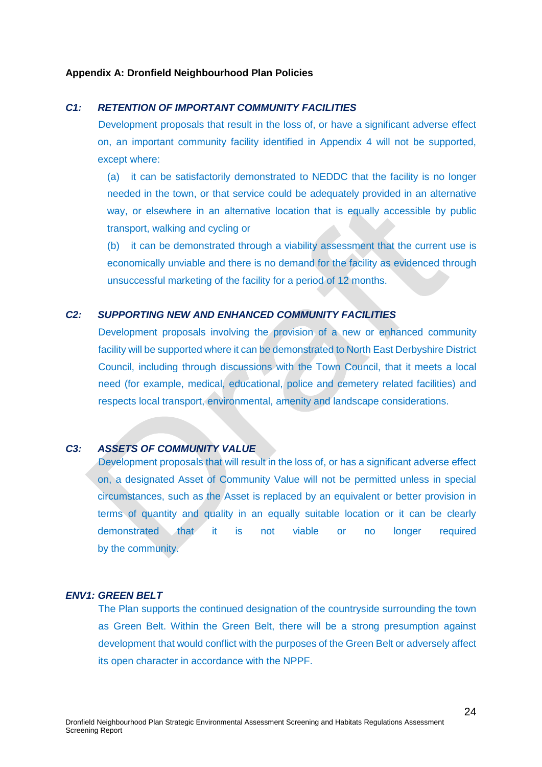**Appendix A: Dronfield Neighbourhood Plan Policies**

***C1: RETENTION OF IMPORTANT COMMUNITY FACILITIES***

Development proposals that result in the loss of, or have a significant adverse effect on, an important community facility identified in Appendix 4 will not be supported, except where:

(a) it can be satisfactorily demonstrated to NEDDC that the facility is no longer needed in the town, or that service could be adequately provided in an alternative way, or elsewhere in an alternative location that is equally accessible by public transport, walking and cycling or

(b) it can be demonstrated through a viability assessment that the current use is economically unviable and there is no demand for the facility as evidenced through unsuccessful marketing of the facility for a period of 12 months.

***C2: SUPPORTING NEW AND ENHANCED COMMUNITY FACILITIES***

Development proposals involving the provision of a new or enhanced community facility will be supported where it can be demonstrated to North East Derbyshire District Council, including through discussions with the Town Council, that it meets a local need (for example, medical, educational, police and cemetery related facilities) and respects local transport, environmental, amenity and landscape considerations.

***C3: ASSETS OF COMMUNITY VALUE***

Development proposals that will result in the loss of, or has a significant adverse effect on, a designated Asset of Community Value will not be permitted unless in special circumstances, such as the Asset is replaced by an equivalent or better provision in terms of quantity and quality in an equally suitable location or it can be clearly demonstrated that it is not viable or no longer required by the community.

***ENV1: GREEN BELT***

The Plan supports the continued designation of the countryside surrounding the town as Green Belt. Within the Green Belt, there will be a strong presumption against development that would conflict with the purposes of the Green Belt or adversely affect its open character in accordance with the NPPF.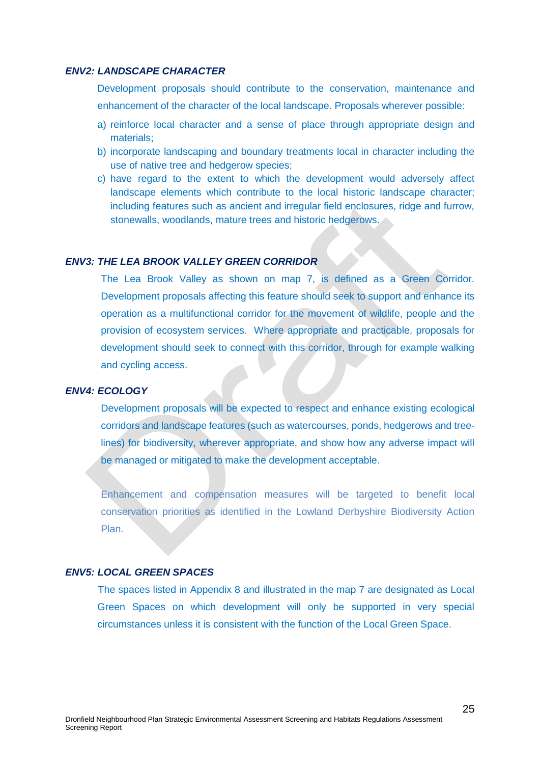***ENV2: LANDSCAPE CHARACTER***

Development proposals should contribute to the conservation, maintenance and enhancement of the character of the local landscape. Proposals wherever possible:

a) reinforce local character and a sense of place through appropriate design and materials;
b) incorporate landscaping and boundary treatments local in character including the use of native tree and hedgerow species;
c) have regard to the extent to which the development would adversely affect landscape elements which contribute to the local historic landscape character; including features such as ancient and irregular field enclosures, ridge and furrow, stonewalls, woodlands, mature trees and historic hedgerows.

***ENV3: THE LEA BROOK VALLEY GREEN CORRIDOR***

The Lea Brook Valley as shown on map 7, is defined as a Green Corridor. Development proposals affecting this feature should seek to support and enhance its operation as a multifunctional corridor for the movement of wildlife, people and the provision of ecosystem services. Where appropriate and practicable, proposals for development should seek to connect with this corridor, through for example walking and cycling access.

***ENV4: ECOLOGY***

Development proposals will be expected to respect and enhance existing ecological corridors and landscape features (such as watercourses, ponds, hedgerows and tree-lines) for biodiversity, wherever appropriate, and show how any adverse impact will be managed or mitigated to make the development acceptable.

Enhancement and compensation measures will be targeted to benefit local conservation priorities as identified in the Lowland Derbyshire Biodiversity Action Plan.

***ENV5: LOCAL GREEN SPACES***

The spaces listed in Appendix 8 and illustrated in the map 7 are designated as Local Green Spaces on which development will only be supported in very special circumstances unless it is consistent with the function of the Local Green Space.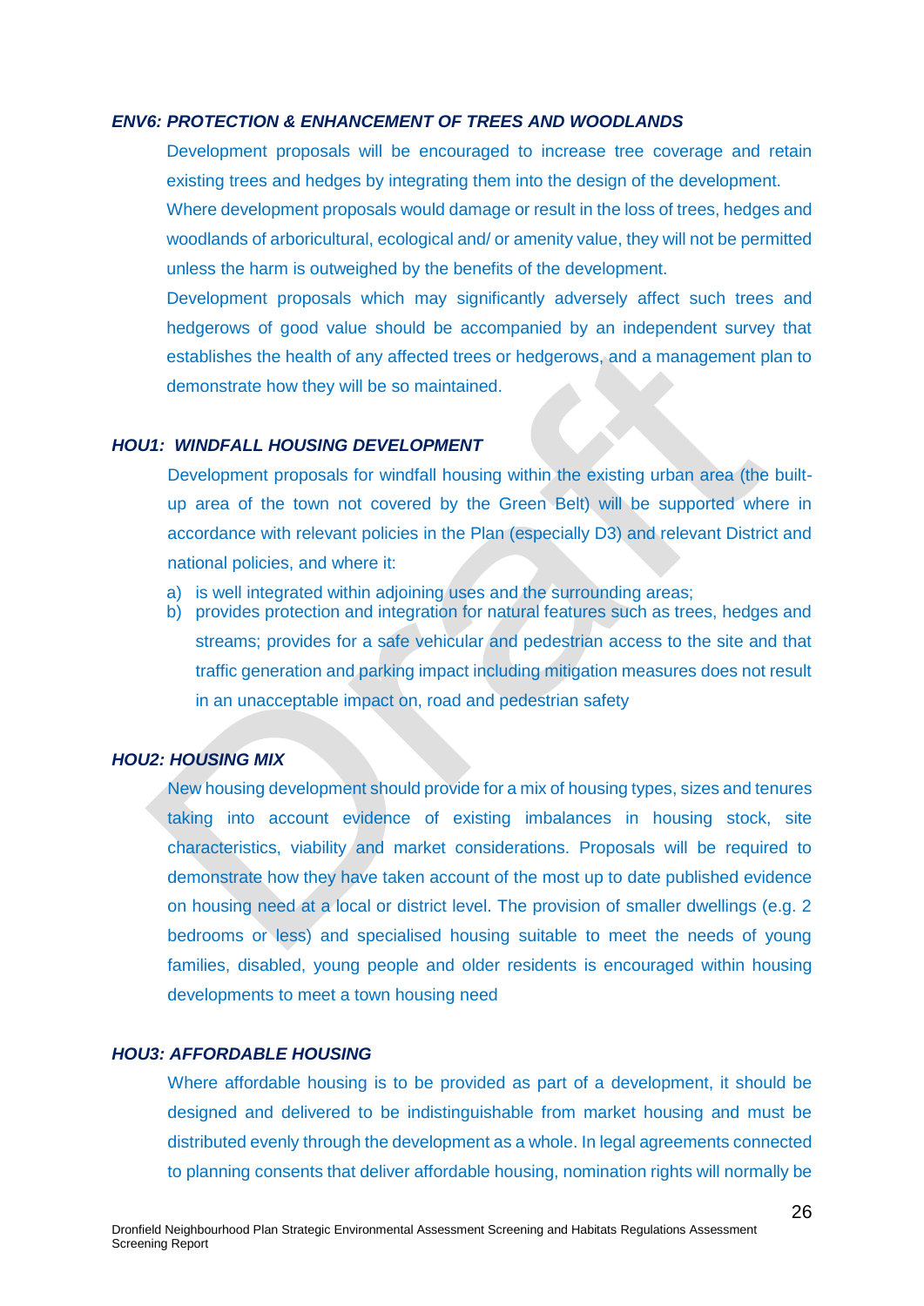### *ENV6: PROTECTION & ENHANCEMENT OF TREES AND WOODLANDS*

Development proposals will be encouraged to increase tree coverage and retain existing trees and hedges by integrating them into the design of the development.

Where development proposals would damage or result in the loss of trees, hedges and woodlands of arboricultural, ecological and/ or amenity value, they will not be permitted unless the harm is outweighed by the benefits of the development.

Development proposals which may significantly adversely affect such trees and hedgerows of good value should be accompanied by an independent survey that establishes the health of any affected trees or hedgerows, and a management plan to demonstrate how they will be so maintained.

### *HOU1: WINDFALL HOUSING DEVELOPMENT*

Development proposals for windfall housing within the existing urban area (the built-up area of the town not covered by the Green Belt) will be supported where in accordance with relevant policies in the Plan (especially D3) and relevant District and national policies, and where it:

a) is well integrated within adjoining uses and the surrounding areas;
b) provides protection and integration for natural features such as trees, hedges and streams; provides for a safe vehicular and pedestrian access to the site and that traffic generation and parking impact including mitigation measures does not result in an unacceptable impact on, road and pedestrian safety

### *HOU2: HOUSING MIX*

New housing development should provide for a mix of housing types, sizes and tenures taking into account evidence of existing imbalances in housing stock, site characteristics, viability and market considerations. Proposals will be required to demonstrate how they have taken account of the most up to date published evidence on housing need at a local or district level. The provision of smaller dwellings (e.g. 2 bedrooms or less) and specialised housing suitable to meet the needs of young families, disabled, young people and older residents is encouraged within housing developments to meet a town housing need

### *HOU3: AFFORDABLE HOUSING*

Where affordable housing is to be provided as part of a development, it should be designed and delivered to be indistinguishable from market housing and must be distributed evenly through the development as a whole. In legal agreements connected to planning consents that deliver affordable housing, nomination rights will normally be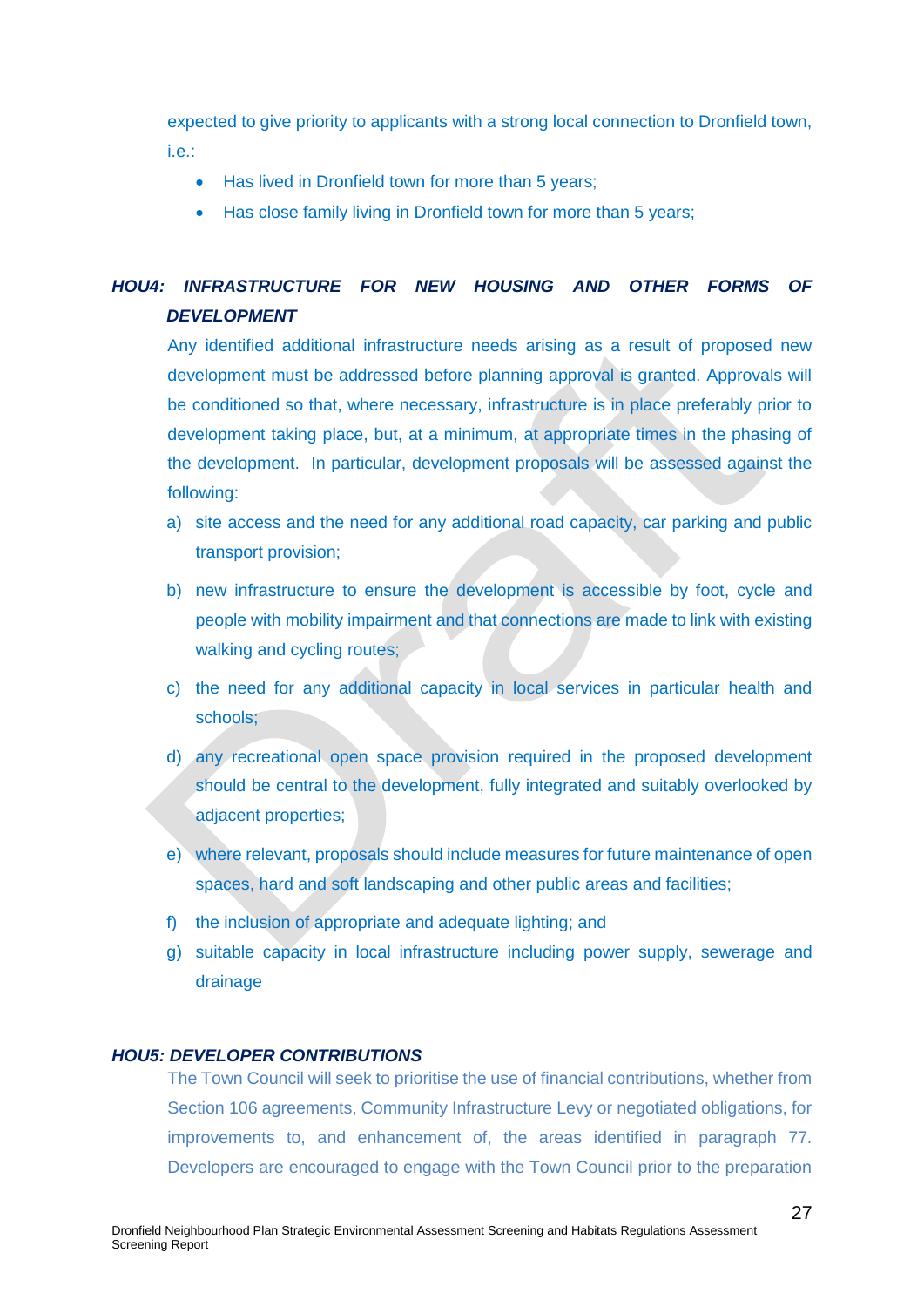expected to give priority to applicants with a strong local connection to Dronfield town, i.e.:

- Has lived in Dronfield town for more than 5 years;
- Has close family living in Dronfield town for more than 5 years;

### *HOU4: INFRASTRUCTURE FOR NEW HOUSING AND OTHER FORMS OF DEVELOPMENT*

Any identified additional infrastructure needs arising as a result of proposed new development must be addressed before planning approval is granted. Approvals will be conditioned so that, where necessary, infrastructure is in place preferably prior to development taking place, but, at a minimum, at appropriate times in the phasing of the development. In particular, development proposals will be assessed against the following:

a) site access and the need for any additional road capacity, car parking and public transport provision;

b) new infrastructure to ensure the development is accessible by foot, cycle and people with mobility impairment and that connections are made to link with existing walking and cycling routes;

c) the need for any additional capacity in local services in particular health and schools;

d) any recreational open space provision required in the proposed development should be central to the development, fully integrated and suitably overlooked by adjacent properties;

e) where relevant, proposals should include measures for future maintenance of open spaces, hard and soft landscaping and other public areas and facilities;

f) the inclusion of appropriate and adequate lighting; and

g) suitable capacity in local infrastructure including power supply, sewerage and drainage

### *HOU5: DEVELOPER CONTRIBUTIONS*

The Town Council will seek to prioritise the use of financial contributions, whether from Section 106 agreements, Community Infrastructure Levy or negotiated obligations, for improvements to, and enhancement of, the areas identified in paragraph 77. Developers are encouraged to engage with the Town Council prior to the preparation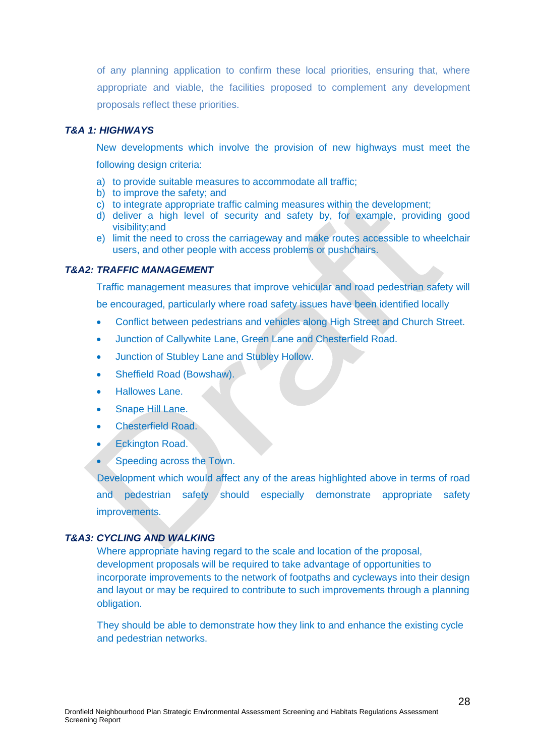of any planning application to confirm these local priorities, ensuring that, where appropriate and viable, the facilities proposed to complement any development proposals reflect these priorities.

***T&A 1: HIGHWAYS***

New developments which involve the provision of new highways must meet the following design criteria:

a) to provide suitable measures to accommodate all traffic;
b) to improve the safety; and
c) to integrate appropriate traffic calming measures within the development;
d) deliver a high level of security and safety by, for example, providing good visibility;and
e) limit the need to cross the carriageway and make routes accessible to wheelchair users, and other people with access problems or pushchairs.

***T&A2: TRAFFIC MANAGEMENT***

Traffic management measures that improve vehicular and road pedestrian safety will be encouraged, particularly where road safety issues have been identified locally

- Conflict between pedestrians and vehicles along High Street and Church Street.
- Junction of Callywhite Lane, Green Lane and Chesterfield Road.
- Junction of Stubley Lane and Stubley Hollow.
- Sheffield Road (Bowshaw).
- Hallowes Lane.
- Snape Hill Lane.
- Chesterfield Road.
- Eckington Road.
- Speeding across the Town.

Development which would affect any of the areas highlighted above in terms of road and pedestrian safety should especially demonstrate appropriate safety improvements.

***T&A3: CYCLING AND WALKING***

Where appropriate having regard to the scale and location of the proposal, development proposals will be required to take advantage of opportunities to incorporate improvements to the network of footpaths and cycleways into their design and layout or may be required to contribute to such improvements through a planning obligation.

They should be able to demonstrate how they link to and enhance the existing cycle and pedestrian networks.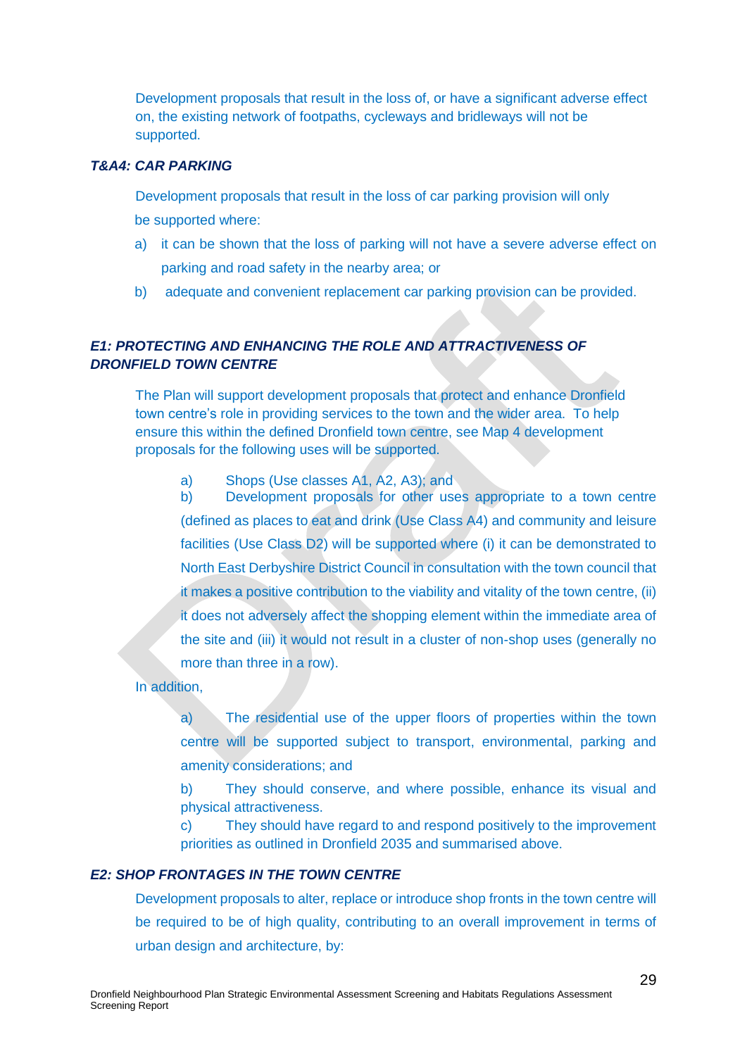Development proposals that result in the loss of, or have a significant adverse effect on, the existing network of footpaths, cycleways and bridleways will not be supported.

***T&A4: CAR PARKING***

Development proposals that result in the loss of car parking provision will only be supported where:

a) it can be shown that the loss of parking will not have a severe adverse effect on parking and road safety in the nearby area; or

b) adequate and convenient replacement car parking provision can be provided.

***E1: PROTECTING AND ENHANCING THE ROLE AND ATTRACTIVENESS OF DRONFIELD TOWN CENTRE***

The Plan will support development proposals that protect and enhance Dronfield town centre's role in providing services to the town and the wider area. To help ensure this within the defined Dronfield town centre, see Map 4 development proposals for the following uses will be supported.

a) Shops (Use classes A1, A2, A3); and

b) Development proposals for other uses appropriate to a town centre (defined as places to eat and drink (Use Class A4) and community and leisure facilities (Use Class D2) will be supported where (i) it can be demonstrated to North East Derbyshire District Council in consultation with the town council that it makes a positive contribution to the viability and vitality of the town centre, (ii) it does not adversely affect the shopping element within the immediate area of the site and (iii) it would not result in a cluster of non-shop uses (generally no more than three in a row).

In addition,

a) The residential use of the upper floors of properties within the town centre will be supported subject to transport, environmental, parking and amenity considerations; and

b) They should conserve, and where possible, enhance its visual and physical attractiveness.

c) They should have regard to and respond positively to the improvement priorities as outlined in Dronfield 2035 and summarised above.

***E2: SHOP FRONTAGES IN THE TOWN CENTRE***

Development proposals to alter, replace or introduce shop fronts in the town centre will be required to be of high quality, contributing to an overall improvement in terms of urban design and architecture, by: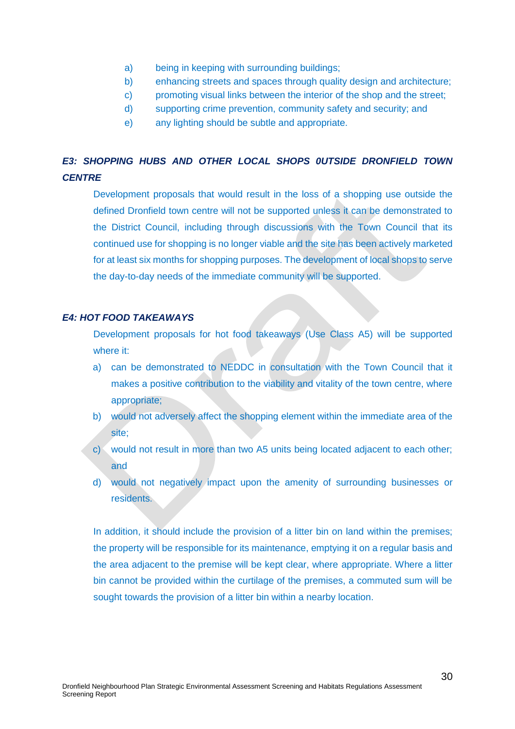a) being in keeping with surrounding buildings;
b) enhancing streets and spaces through quality design and architecture;
c) promoting visual links between the interior of the shop and the street;
d) supporting crime prevention, community safety and security; and
e) any lighting should be subtle and appropriate.

***E3: SHOPPING HUBS AND OTHER LOCAL SHOPS 0UTSIDE DRONFIELD TOWN CENTRE***

Development proposals that would result in the loss of a shopping use outside the defined Dronfield town centre will not be supported unless it can be demonstrated to the District Council, including through discussions with the Town Council that its continued use for shopping is no longer viable and the site has been actively marketed for at least six months for shopping purposes. The development of local shops to serve the day-to-day needs of the immediate community will be supported.

***E4: HOT FOOD TAKEAWAYS***

Development proposals for hot food takeaways (Use Class A5) will be supported where it:

a) can be demonstrated to NEDDC in consultation with the Town Council that it makes a positive contribution to the viability and vitality of the town centre, where appropriate;
b) would not adversely affect the shopping element within the immediate area of the site;
c) would not result in more than two A5 units being located adjacent to each other; and
d) would not negatively impact upon the amenity of surrounding businesses or residents.

In addition, it should include the provision of a litter bin on land within the premises; the property will be responsible for its maintenance, emptying it on a regular basis and the area adjacent to the premise will be kept clear, where appropriate. Where a litter bin cannot be provided within the curtilage of the premises, a commuted sum will be sought towards the provision of a litter bin within a nearby location.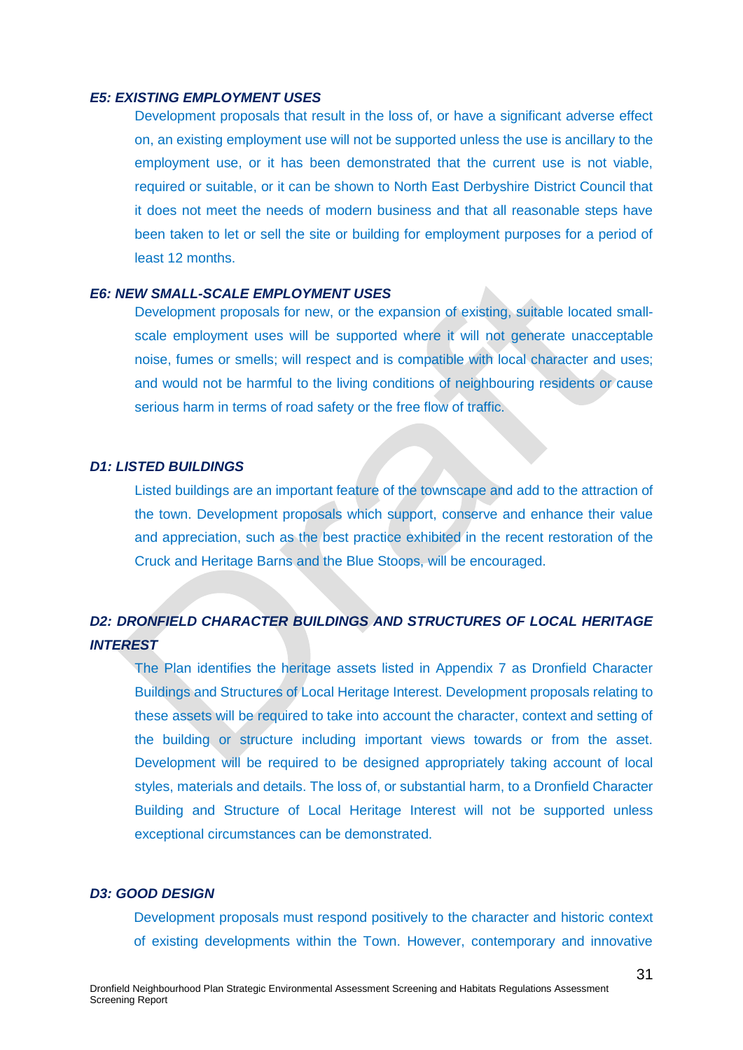***E5: EXISTING EMPLOYMENT USES***

Development proposals that result in the loss of, or have a significant adverse effect on, an existing employment use will not be supported unless the use is ancillary to the employment use, or it has been demonstrated that the current use is not viable, required or suitable, or it can be shown to North East Derbyshire District Council that it does not meet the needs of modern business and that all reasonable steps have been taken to let or sell the site or building for employment purposes for a period of least 12 months.

***E6: NEW SMALL-SCALE EMPLOYMENT USES***

Development proposals for new, or the expansion of existing, suitable located small-scale employment uses will be supported where it will not generate unacceptable noise, fumes or smells; will respect and is compatible with local character and uses; and would not be harmful to the living conditions of neighbouring residents or cause serious harm in terms of road safety or the free flow of traffic.

***D1: LISTED BUILDINGS***

Listed buildings are an important feature of the townscape and add to the attraction of the town. Development proposals which support, conserve and enhance their value and appreciation, such as the best practice exhibited in the recent restoration of the Cruck and Heritage Barns and the Blue Stoops, will be encouraged.

***D2: DRONFIELD CHARACTER BUILDINGS AND STRUCTURES OF LOCAL HERITAGE INTEREST***

The Plan identifies the heritage assets listed in Appendix 7 as Dronfield Character Buildings and Structures of Local Heritage Interest. Development proposals relating to these assets will be required to take into account the character, context and setting of the building or structure including important views towards or from the asset. Development will be required to be designed appropriately taking account of local styles, materials and details. The loss of, or substantial harm, to a Dronfield Character Building and Structure of Local Heritage Interest will not be supported unless exceptional circumstances can be demonstrated.

***D3: GOOD DESIGN***

Development proposals must respond positively to the character and historic context of existing developments within the Town. However, contemporary and innovative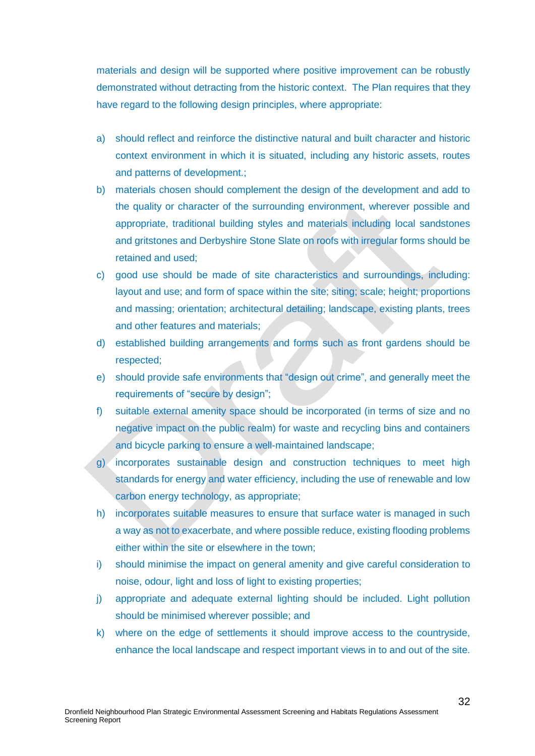materials and design will be supported where positive improvement can be robustly demonstrated without detracting from the historic context. The Plan requires that they have regard to the following design principles, where appropriate:

a) should reflect and reinforce the distinctive natural and built character and historic context environment in which it is situated, including any historic assets, routes and patterns of development.;

b) materials chosen should complement the design of the development and add to the quality or character of the surrounding environment, wherever possible and appropriate, traditional building styles and materials including local sandstones and gritstones and Derbyshire Stone Slate on roofs with irregular forms should be retained and used;

c) good use should be made of site characteristics and surroundings, including: layout and use; and form of space within the site; siting; scale; height; proportions and massing; orientation; architectural detailing; landscape, existing plants, trees and other features and materials;

d) established building arrangements and forms such as front gardens should be respected;

e) should provide safe environments that "design out crime", and generally meet the requirements of "secure by design";

f) suitable external amenity space should be incorporated (in terms of size and no negative impact on the public realm) for waste and recycling bins and containers and bicycle parking to ensure a well-maintained landscape;

g) incorporates sustainable design and construction techniques to meet high standards for energy and water efficiency, including the use of renewable and low carbon energy technology, as appropriate;

h) incorporates suitable measures to ensure that surface water is managed in such a way as not to exacerbate, and where possible reduce, existing flooding problems either within the site or elsewhere in the town;

i) should minimise the impact on general amenity and give careful consideration to noise, odour, light and loss of light to existing properties;

j) appropriate and adequate external lighting should be included. Light pollution should be minimised wherever possible; and

k) where on the edge of settlements it should improve access to the countryside, enhance the local landscape and respect important views in to and out of the site.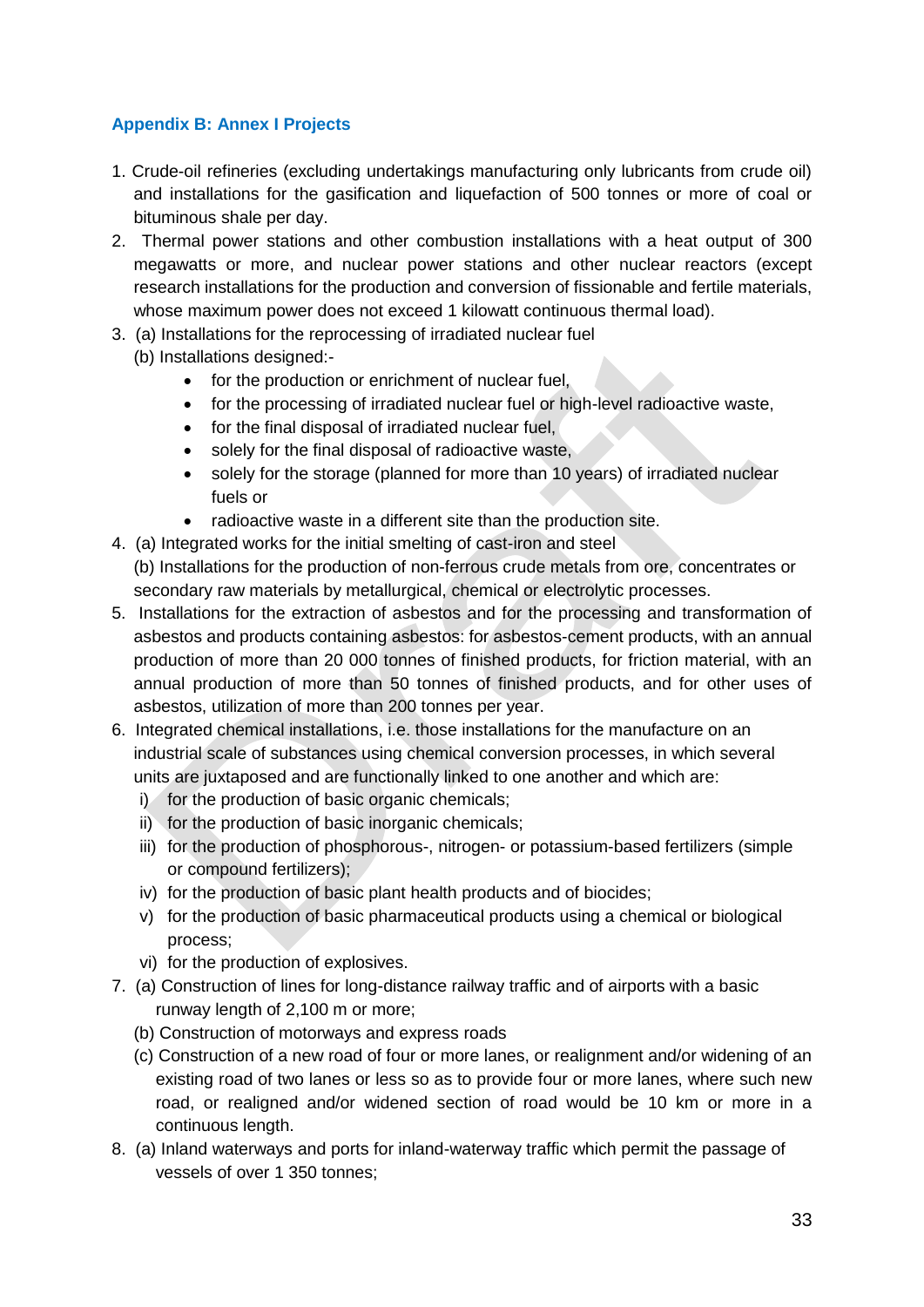### Appendix B: Annex I Projects

1. Crude-oil refineries (excluding undertakings manufacturing only lubricants from crude oil) and installations for the gasification and liquefaction of 500 tonnes or more of coal or bituminous shale per day.
2. Thermal power stations and other combustion installations with a heat output of 300 megawatts or more, and nuclear power stations and other nuclear reactors (except research installations for the production and conversion of fissionable and fertile materials, whose maximum power does not exceed 1 kilowatt continuous thermal load).
3. (a) Installations for the reprocessing of irradiated nuclear fuel
   (b) Installations designed:-
   - for the production or enrichment of nuclear fuel,
   - for the processing of irradiated nuclear fuel or high-level radioactive waste,
   - for the final disposal of irradiated nuclear fuel,
   - solely for the final disposal of radioactive waste,
   - solely for the storage (planned for more than 10 years) of irradiated nuclear fuels or
   - radioactive waste in a different site than the production site.
4. (a) Integrated works for the initial smelting of cast-iron and steel
   (b) Installations for the production of non-ferrous crude metals from ore, concentrates or secondary raw materials by metallurgical, chemical or electrolytic processes.
5. Installations for the extraction of asbestos and for the processing and transformation of asbestos and products containing asbestos: for asbestos-cement products, with an annual production of more than 20 000 tonnes of finished products, for friction material, with an annual production of more than 50 tonnes of finished products, and for other uses of asbestos, utilization of more than 200 tonnes per year.
6. Integrated chemical installations, i.e. those installations for the manufacture on an industrial scale of substances using chemical conversion processes, in which several units are juxtaposed and are functionally linked to one another and which are:
   i) for the production of basic organic chemicals;
   ii) for the production of basic inorganic chemicals;
   iii) for the production of phosphorous-, nitrogen- or potassium-based fertilizers (simple or compound fertilizers);
   iv) for the production of basic plant health products and of biocides;
   v) for the production of basic pharmaceutical products using a chemical or biological process;
   vi) for the production of explosives.
7. (a) Construction of lines for long-distance railway traffic and of airports with a basic runway length of 2,100 m or more;
   (b) Construction of motorways and express roads
   (c) Construction of a new road of four or more lanes, or realignment and/or widening of an existing road of two lanes or less so as to provide four or more lanes, where such new road, or realigned and/or widened section of road would be 10 km or more in a continuous length.
8. (a) Inland waterways and ports for inland-waterway traffic which permit the passage of vessels of over 1 350 tonnes;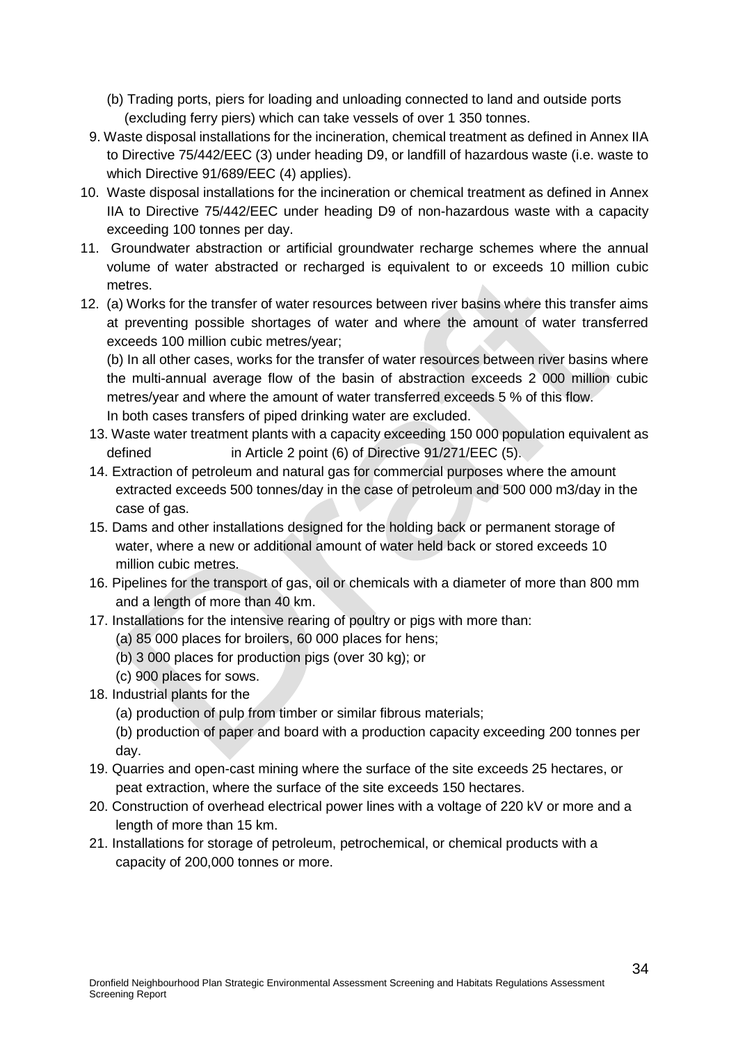(b) Trading ports, piers for loading and unloading connected to land and outside ports (excluding ferry piers) which can take vessels of over 1 350 tonnes.

9. Waste disposal installations for the incineration, chemical treatment as defined in Annex IIA to Directive 75/442/EEC (3) under heading D9, or landfill of hazardous waste (i.e. waste to which Directive 91/689/EEC (4) applies).
10. Waste disposal installations for the incineration or chemical treatment as defined in Annex IIA to Directive 75/442/EEC under heading D9 of non-hazardous waste with a capacity exceeding 100 tonnes per day.
11. Groundwater abstraction or artificial groundwater recharge schemes where the annual volume of water abstracted or recharged is equivalent to or exceeds 10 million cubic metres.
12. (a) Works for the transfer of water resources between river basins where this transfer aims at preventing possible shortages of water and where the amount of water transferred exceeds 100 million cubic metres/year;

    (b) In all other cases, works for the transfer of water resources between river basins where the multi-annual average flow of the basin of abstraction exceeds 2 000 million cubic metres/year and where the amount of water transferred exceeds 5 % of this flow.

    In both cases transfers of piped drinking water are excluded.
13. Waste water treatment plants with a capacity exceeding 150 000 population equivalent as defined in Article 2 point (6) of Directive 91/271/EEC (5).
14. Extraction of petroleum and natural gas for commercial purposes where the amount extracted exceeds 500 tonnes/day in the case of petroleum and 500 000 m3/day in the case of gas.
15. Dams and other installations designed for the holding back or permanent storage of water, where a new or additional amount of water held back or stored exceeds 10 million cubic metres.
16. Pipelines for the transport of gas, oil or chemicals with a diameter of more than 800 mm and a length of more than 40 km.
17. Installations for the intensive rearing of poultry or pigs with more than:
    (a) 85 000 places for broilers, 60 000 places for hens;
    (b) 3 000 places for production pigs (over 30 kg); or
    (c) 900 places for sows.
18. Industrial plants for the
    (a) production of pulp from timber or similar fibrous materials;
    (b) production of paper and board with a production capacity exceeding 200 tonnes per day.
19. Quarries and open-cast mining where the surface of the site exceeds 25 hectares, or peat extraction, where the surface of the site exceeds 150 hectares.
20. Construction of overhead electrical power lines with a voltage of 220 kV or more and a length of more than 15 km.
21. Installations for storage of petroleum, petrochemical, or chemical products with a capacity of 200,000 tonnes or more.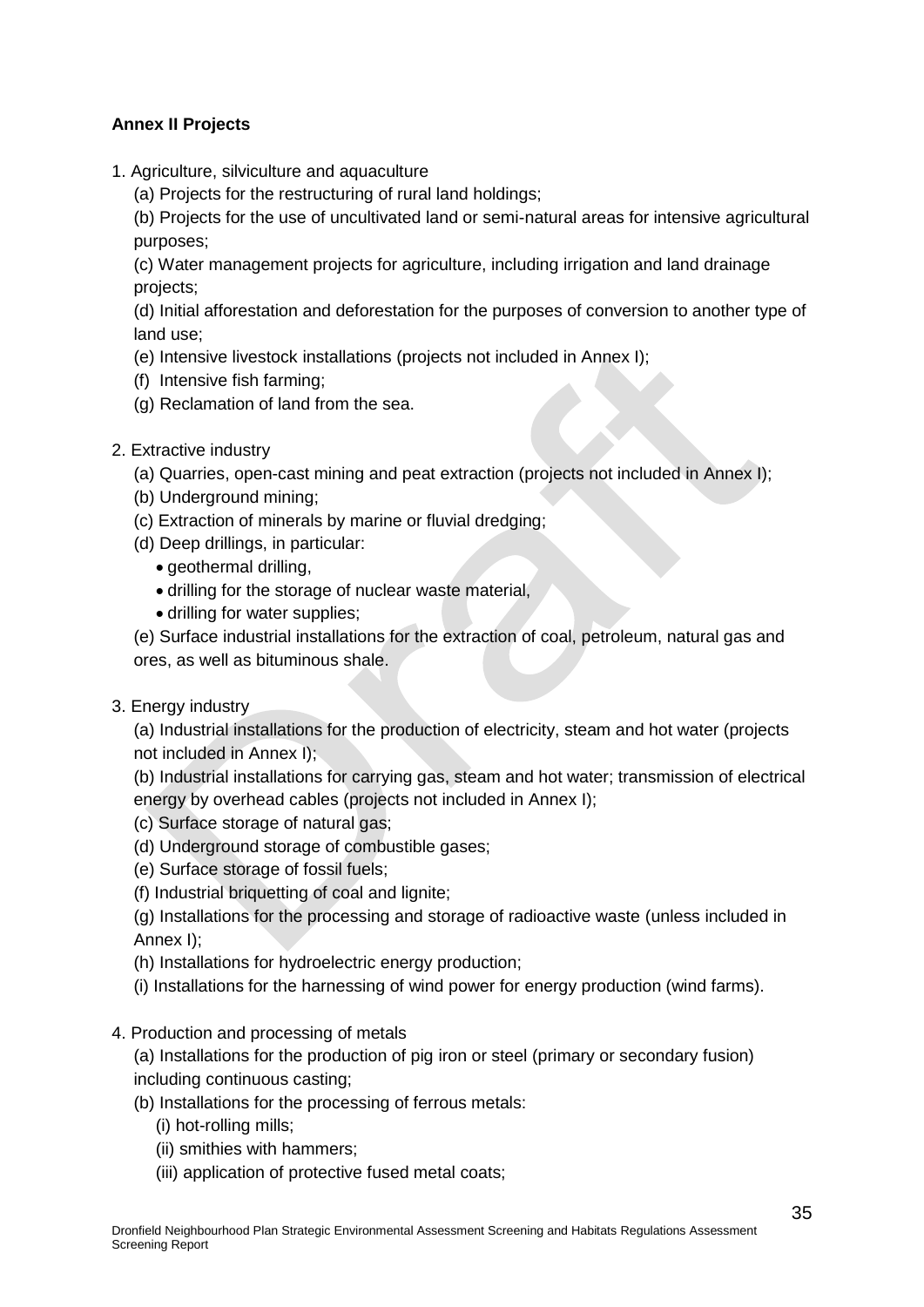**Annex II Projects**

1. Agriculture, silviculture and aquaculture
   - (a) Projects for the restructuring of rural land holdings;
   - (b) Projects for the use of uncultivated land or semi-natural areas for intensive agricultural purposes;
   - (c) Water management projects for agriculture, including irrigation and land drainage projects;
   - (d) Initial afforestation and deforestation for the purposes of conversion to another type of land use;
   - (e) Intensive livestock installations (projects not included in Annex I);
   - (f) Intensive fish farming;
   - (g) Reclamation of land from the sea.

2. Extractive industry
   - (a) Quarries, open-cast mining and peat extraction (projects not included in Annex I);
   - (b) Underground mining;
   - (c) Extraction of minerals by marine or fluvial dredging;
   - (d) Deep drillings, in particular:
     - geothermal drilling,
     - drilling for the storage of nuclear waste material,
     - drilling for water supplies;
   - (e) Surface industrial installations for the extraction of coal, petroleum, natural gas and ores, as well as bituminous shale.

3. Energy industry
   - (a) Industrial installations for the production of electricity, steam and hot water (projects not included in Annex I);
   - (b) Industrial installations for carrying gas, steam and hot water; transmission of electrical energy by overhead cables (projects not included in Annex I);
   - (c) Surface storage of natural gas;
   - (d) Underground storage of combustible gases;
   - (e) Surface storage of fossil fuels;
   - (f) Industrial briquetting of coal and lignite;
   - (g) Installations for the processing and storage of radioactive waste (unless included in Annex I);
   - (h) Installations for hydroelectric energy production;
   - (i) Installations for the harnessing of wind power for energy production (wind farms).

4. Production and processing of metals
   - (a) Installations for the production of pig iron or steel (primary or secondary fusion) including continuous casting;
   - (b) Installations for the processing of ferrous metals:
     - (i) hot-rolling mills;
     - (ii) smithies with hammers;
     - (iii) application of protective fused metal coats;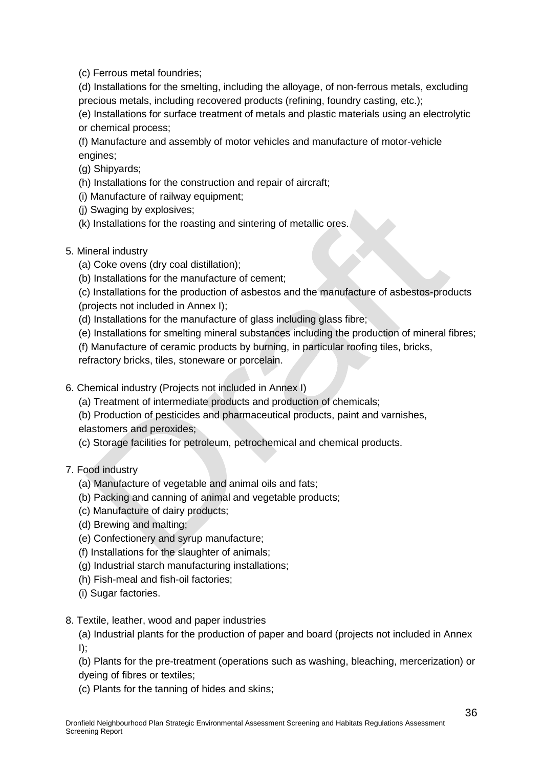(c) Ferrous metal foundries;

(d) Installations for the smelting, including the alloyage, of non-ferrous metals, excluding precious metals, including recovered products (refining, foundry casting, etc.);

(e) Installations for surface treatment of metals and plastic materials using an electrolytic or chemical process;

(f) Manufacture and assembly of motor vehicles and manufacture of motor-vehicle engines;

(g) Shipyards;

(h) Installations for the construction and repair of aircraft;

(i) Manufacture of railway equipment;

(j) Swaging by explosives;

(k) Installations for the roasting and sintering of metallic ores.

5. Mineral industry

   (a) Coke ovens (dry coal distillation);

   (b) Installations for the manufacture of cement;

   (c) Installations for the production of asbestos and the manufacture of asbestos-products (projects not included in Annex I);

   (d) Installations for the manufacture of glass including glass fibre;

   (e) Installations for smelting mineral substances including the production of mineral fibres;

   (f) Manufacture of ceramic products by burning, in particular roofing tiles, bricks, refractory bricks, tiles, stoneware or porcelain.

6. Chemical industry (Projects not included in Annex I)

   (a) Treatment of intermediate products and production of chemicals;

   (b) Production of pesticides and pharmaceutical products, paint and varnishes, elastomers and peroxides;

   (c) Storage facilities for petroleum, petrochemical and chemical products.

7. Food industry

   (a) Manufacture of vegetable and animal oils and fats;

   (b) Packing and canning of animal and vegetable products;

   (c) Manufacture of dairy products;

   (d) Brewing and malting;

   (e) Confectionery and syrup manufacture;

   (f) Installations for the slaughter of animals;

   (g) Industrial starch manufacturing installations;

   (h) Fish-meal and fish-oil factories;

   (i) Sugar factories.

8. Textile, leather, wood and paper industries

   (a) Industrial plants for the production of paper and board (projects not included in Annex I);

   (b) Plants for the pre-treatment (operations such as washing, bleaching, mercerization) or dyeing of fibres or textiles;

   (c) Plants for the tanning of hides and skins;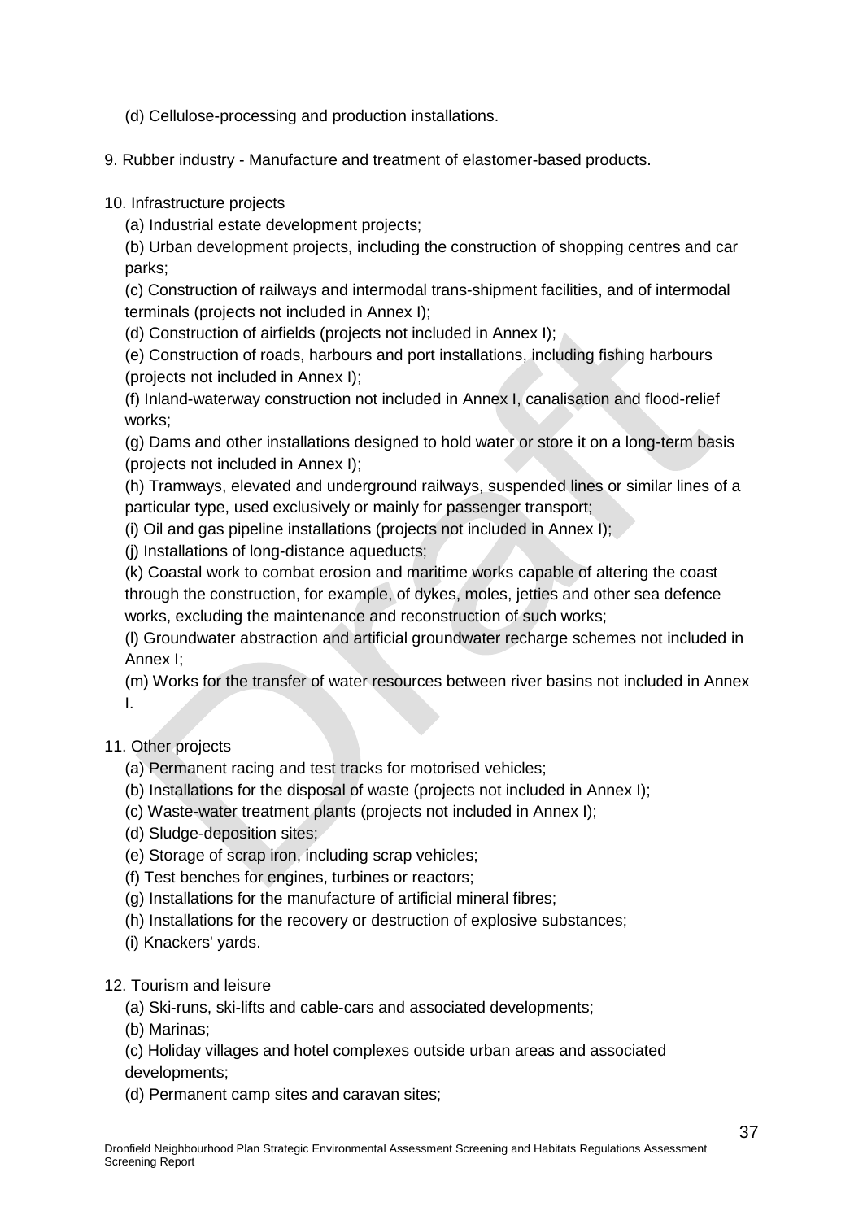(d) Cellulose-processing and production installations.

9. Rubber industry - Manufacture and treatment of elastomer-based products.

10. Infrastructure projects

(a) Industrial estate development projects;

(b) Urban development projects, including the construction of shopping centres and car parks;

(c) Construction of railways and intermodal trans-shipment facilities, and of intermodal terminals (projects not included in Annex I);

(d) Construction of airfields (projects not included in Annex I);

(e) Construction of roads, harbours and port installations, including fishing harbours (projects not included in Annex I);

(f) Inland-waterway construction not included in Annex I, canalisation and flood-relief works;

(g) Dams and other installations designed to hold water or store it on a long-term basis (projects not included in Annex I);

(h) Tramways, elevated and underground railways, suspended lines or similar lines of a particular type, used exclusively or mainly for passenger transport;

(i) Oil and gas pipeline installations (projects not included in Annex I);

(j) Installations of long-distance aqueducts;

(k) Coastal work to combat erosion and maritime works capable of altering the coast through the construction, for example, of dykes, moles, jetties and other sea defence works, excluding the maintenance and reconstruction of such works;

(l) Groundwater abstraction and artificial groundwater recharge schemes not included in Annex I;

(m) Works for the transfer of water resources between river basins not included in Annex I.

11. Other projects

(a) Permanent racing and test tracks for motorised vehicles;

(b) Installations for the disposal of waste (projects not included in Annex I);

(c) Waste-water treatment plants (projects not included in Annex I);

(d) Sludge-deposition sites;

(e) Storage of scrap iron, including scrap vehicles;

(f) Test benches for engines, turbines or reactors;

(g) Installations for the manufacture of artificial mineral fibres;

(h) Installations for the recovery or destruction of explosive substances;

(i) Knackers' yards.

12. Tourism and leisure

(a) Ski-runs, ski-lifts and cable-cars and associated developments;

(b) Marinas;

(c) Holiday villages and hotel complexes outside urban areas and associated developments;

(d) Permanent camp sites and caravan sites;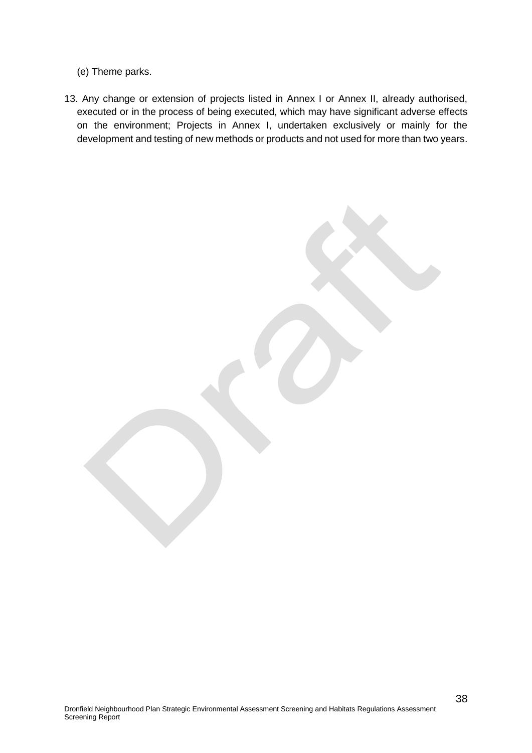(e) Theme parks.

13. Any change or extension of projects listed in Annex I or Annex II, already authorised, executed or in the process of being executed, which may have significant adverse effects on the environment; Projects in Annex I, undertaken exclusively or mainly for the development and testing of new methods or products and not used for more than two years.